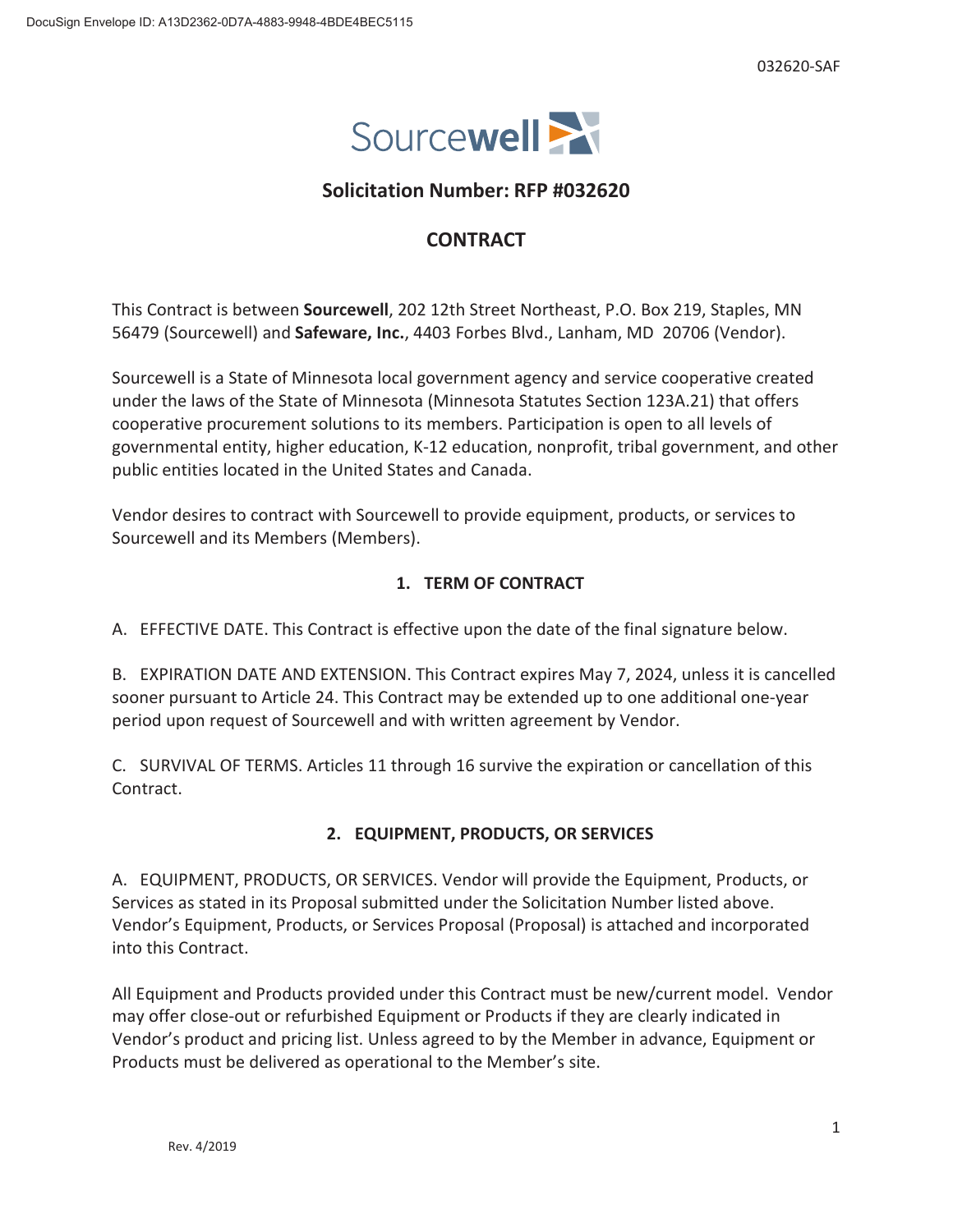DocuSign Envelope ID: A13D2362-0D7A-4883-9948-4BDE4BEC5115

032620-SAF

Sourcewell

## Solicitation Number: RFP #032620

## CONTRACT

This Contract is between **Sourcewell**, 202 12th Street Northeast, P.O. Box 219, Staples, MN 56479 (Sourcewell) and **Safeware, Inc.**, 4403 Forbes Blvd., Lanham, MD 20706 (Vendor).

Sourcewell is a State of Minnesota local government agency and service cooperative created under the laws of the State of Minnesota (Minnesota Statutes Section 123A.21) that offers cooperative procurement solutions to its members. Participation is open to all levels of governmental entity, higher education, K-12 education, nonprofit, tribal government, and other public entities located in the United States and Canada.

Vendor desires to contract with Sourcewell to provide equipment, products, or services to Sourcewell and its Members (Members).

### 1. TERM OF CONTRACT

A. EFFECTIVE DATE. This Contract is effective upon the date of the final signature below.

B. EXPIRATION DATE AND EXTENSION. This Contract expires May 7, 2024, unless it is cancelled sooner pursuant to Article 24. This Contract may be extended up to one additional one-year period upon request of Sourcewell and with written agreement by Vendor.

C. SURVIVAL OF TERMS. Articles 11 through 16 survive the expiration or cancellation of this Contract.

### 2. EQUIPMENT, PRODUCTS, OR SERVICES

A. EQUIPMENT, PRODUCTS, OR SERVICES. Vendor will provide the Equipment, Products, or Services as stated in its Proposal submitted under the Solicitation Number listed above. Vendor's Equipment, Products, or Services Proposal (Proposal) is attached and incorporated into this Contract.

All Equipment and Products provided under this Contract must be new/current model. Vendor may offer close-out or refurbished Equipment or Products if they are clearly indicated in Vendor's product and pricing list. Unless agreed to by the Member in advance, Equipment or Products must be delivered as operational to the Member's site.

Rev. 4/2019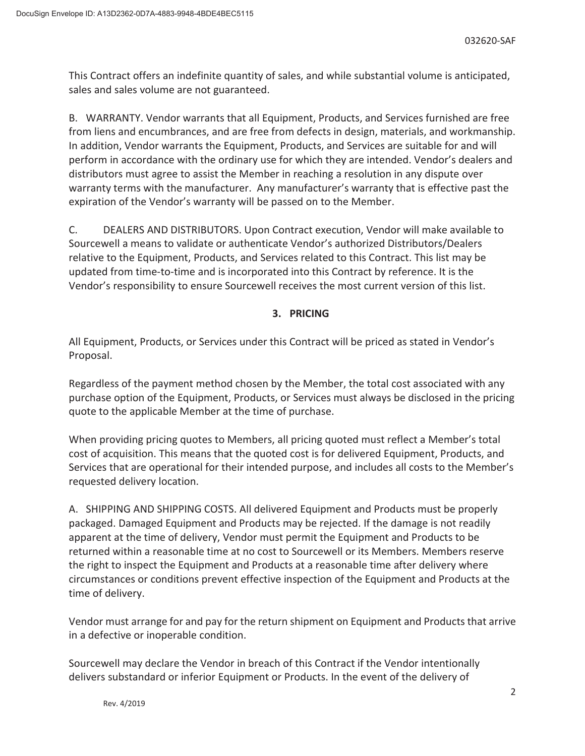This Contract offers an indefinite quantity of sales, and while substantial volume is anticipated, sales and sales volume are not guaranteed.

B. WARRANTY. Vendor warrants that all Equipment, Products, and Services furnished are free from liens and encumbrances, and are free from defects in design, materials, and workmanship. In addition, Vendor warrants the Equipment, Products, and Services are suitable for and will perform in accordance with the ordinary use for which they are intended. Vendor's dealers and distributors must agree to assist the Member in reaching a resolution in any dispute over warranty terms with the manufacturer. Any manufacturer's warranty that is effective past the expiration of the Vendor's warranty will be passed on to the Member.

C. DEALERS AND DISTRIBUTORS. Upon Contract execution, Vendor will make available to Sourcewell a means to validate or authenticate Vendor's authorized Distributors/Dealers relative to the Equipment, Products, and Services related to this Contract. This list may be updated from time-to-time and is incorporated into this Contract by reference. It is the Vendor's responsibility to ensure Sourcewell receives the most current version of this list.

## 3. PRICING

All Equipment, Products, or Services under this Contract will be priced as stated in Vendor's Proposal.

Regardless of the payment method chosen by the Member, the total cost associated with any purchase option of the Equipment, Products, or Services must always be disclosed in the pricing quote to the applicable Member at the time of purchase.

When providing pricing quotes to Members, all pricing quoted must reflect a Member's total cost of acquisition. This means that the quoted cost is for delivered Equipment, Products, and Services that are operational for their intended purpose, and includes all costs to the Member's requested delivery location.

A. SHIPPING AND SHIPPING COSTS. All delivered Equipment and Products must be properly packaged. Damaged Equipment and Products may be rejected. If the damage is not readily apparent at the time of delivery, Vendor must permit the Equipment and Products to be returned within a reasonable time at no cost to Sourcewell or its Members. Members reserve the right to inspect the Equipment and Products at a reasonable time after delivery where circumstances or conditions prevent effective inspection of the Equipment and Products at the time of delivery.

Vendor must arrange for and pay for the return shipment on Equipment and Products that arrive in a defective or inoperable condition.

Sourcewell may declare the Vendor in breach of this Contract if the Vendor intentionally delivers substandard or inferior Equipment or Products. In the event of the delivery of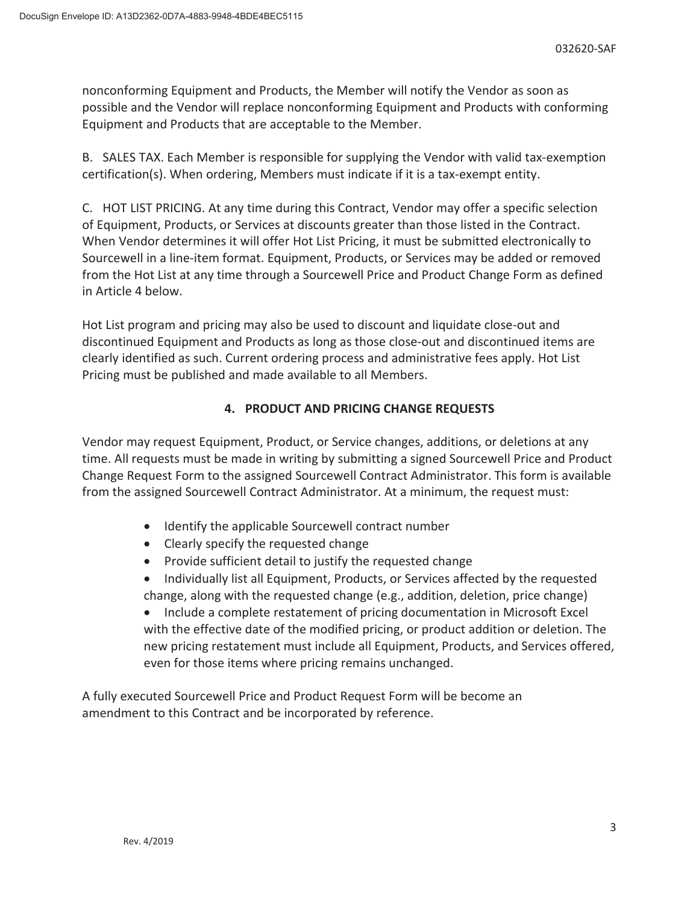nonconforming Equipment and Products, the Member will notify the Vendor as soon as possible and the Vendor will replace nonconforming Equipment and Products with conforming Equipment and Products that are acceptable to the Member.

B. SALES TAX. Each Member is responsible for supplying the Vendor with valid tax-exemption certification(s). When ordering, Members must indicate if it is a tax-exempt entity.

C. HOT LIST PRICING. At any time during this Contract, Vendor may offer a specific selection of Equipment, Products, or Services at discounts greater than those listed in the Contract. When Vendor determines it will offer Hot List Pricing, it must be submitted electronically to Sourcewell in a line-item format. Equipment, Products, or Services may be added or removed from the Hot List at any time through a Sourcewell Price and Product Change Form as defined in Article 4 below.

Hot List program and pricing may also be used to discount and liquidate close-out and discontinued Equipment and Products as long as those close-out and discontinued items are clearly identified as such. Current ordering process and administrative fees apply. Hot List Pricing must be published and made available to all Members.

## 4. PRODUCT AND PRICING CHANGE REQUESTS

Vendor may request Equipment, Product, or Service changes, additions, or deletions at any time. All requests must be made in writing by submitting a signed Sourcewell Price and Product Change Request Form to the assigned Sourcewell Contract Administrator. This form is available from the assigned Sourcewell Contract Administrator. At a minimum, the request must:

- Identify the applicable Sourcewell contract number
- Clearly specify the requested change
- Provide sufficient detail to justify the requested change
- Individually list all Equipment, Products, or Services affected by the requested change, along with the requested change (e.g., addition, deletion, price change)
- Include a complete restatement of pricing documentation in Microsoft Excel with the effective date of the modified pricing, or product addition or deletion. The new pricing restatement must include all Equipment, Products, and Services offered, even for those items where pricing remains unchanged.

A fully executed Sourcewell Price and Product Request Form will be become an amendment to this Contract and be incorporated by reference.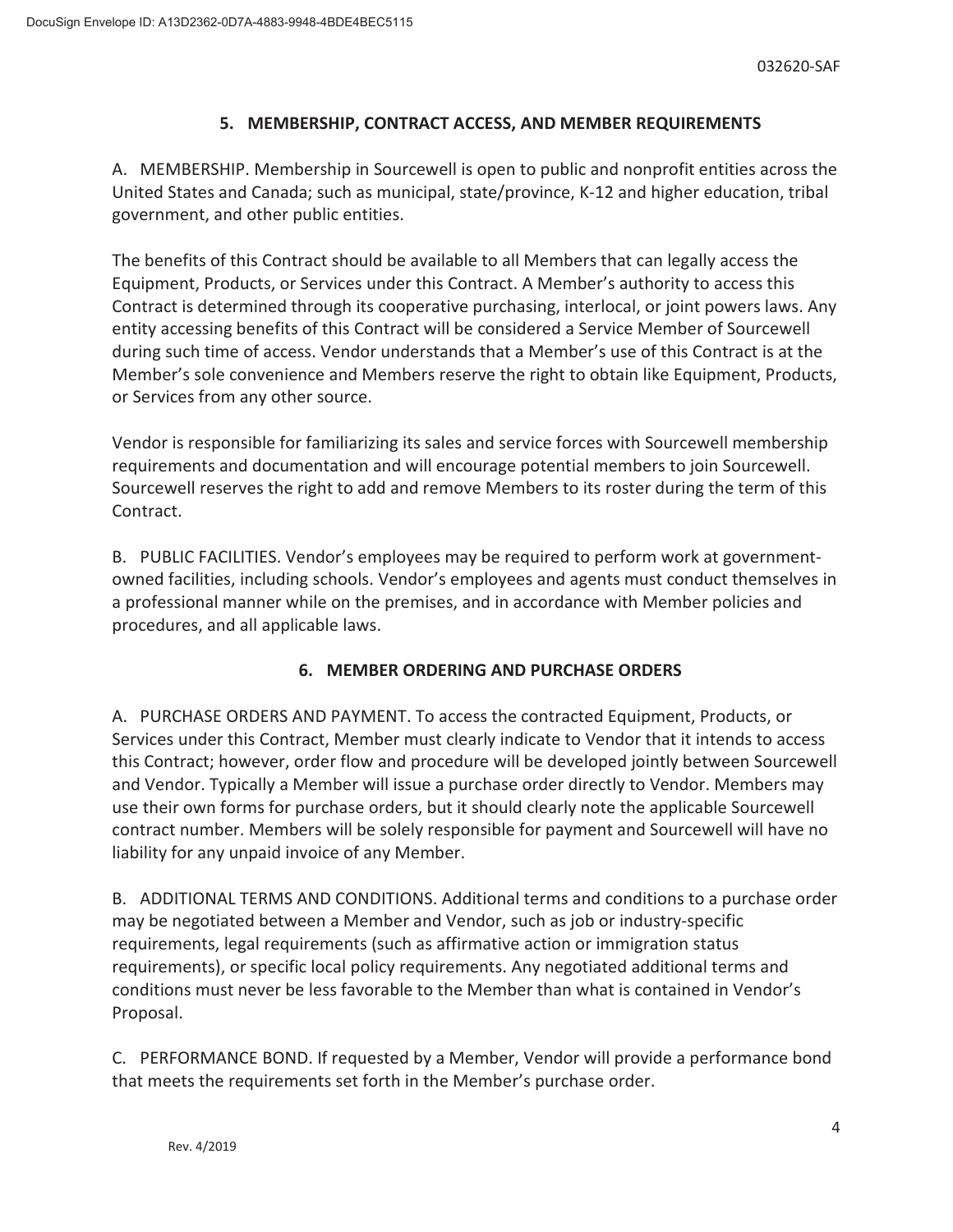## 5. MEMBERSHIP, CONTRACT ACCESS, AND MEMBER REQUIREMENTS

A. MEMBERSHIP. Membership in Sourcewell is open to public and nonprofit entities across the United States and Canada; such as municipal, state/province, K-12 and higher education, tribal government, and other public entities.

The benefits of this Contract should be available to all Members that can legally access the Equipment, Products, or Services under this Contract. A Member's authority to access this Contract is determined through its cooperative purchasing, interlocal, or joint powers laws. Any entity accessing benefits of this Contract will be considered a Service Member of Sourcewell during such time of access. Vendor understands that a Member's use of this Contract is at the Member's sole convenience and Members reserve the right to obtain like Equipment, Products, or Services from any other source.

Vendor is responsible for familiarizing its sales and service forces with Sourcewell membership requirements and documentation and will encourage potential members to join Sourcewell. Sourcewell reserves the right to add and remove Members to its roster during the term of this Contract.

B. PUBLIC FACILITIES. Vendor's employees may be required to perform work at government-owned facilities, including schools. Vendor's employees and agents must conduct themselves in a professional manner while on the premises, and in accordance with Member policies and procedures, and all applicable laws.

## 6. MEMBER ORDERING AND PURCHASE ORDERS

A. PURCHASE ORDERS AND PAYMENT. To access the contracted Equipment, Products, or Services under this Contract, Member must clearly indicate to Vendor that it intends to access this Contract; however, order flow and procedure will be developed jointly between Sourcewell and Vendor. Typically a Member will issue a purchase order directly to Vendor. Members may use their own forms for purchase orders, but it should clearly note the applicable Sourcewell contract number. Members will be solely responsible for payment and Sourcewell will have no liability for any unpaid invoice of any Member.

B. ADDITIONAL TERMS AND CONDITIONS. Additional terms and conditions to a purchase order may be negotiated between a Member and Vendor, such as job or industry-specific requirements, legal requirements (such as affirmative action or immigration status requirements), or specific local policy requirements. Any negotiated additional terms and conditions must never be less favorable to the Member than what is contained in Vendor's Proposal.

C. PERFORMANCE BOND. If requested by a Member, Vendor will provide a performance bond that meets the requirements set forth in the Member's purchase order.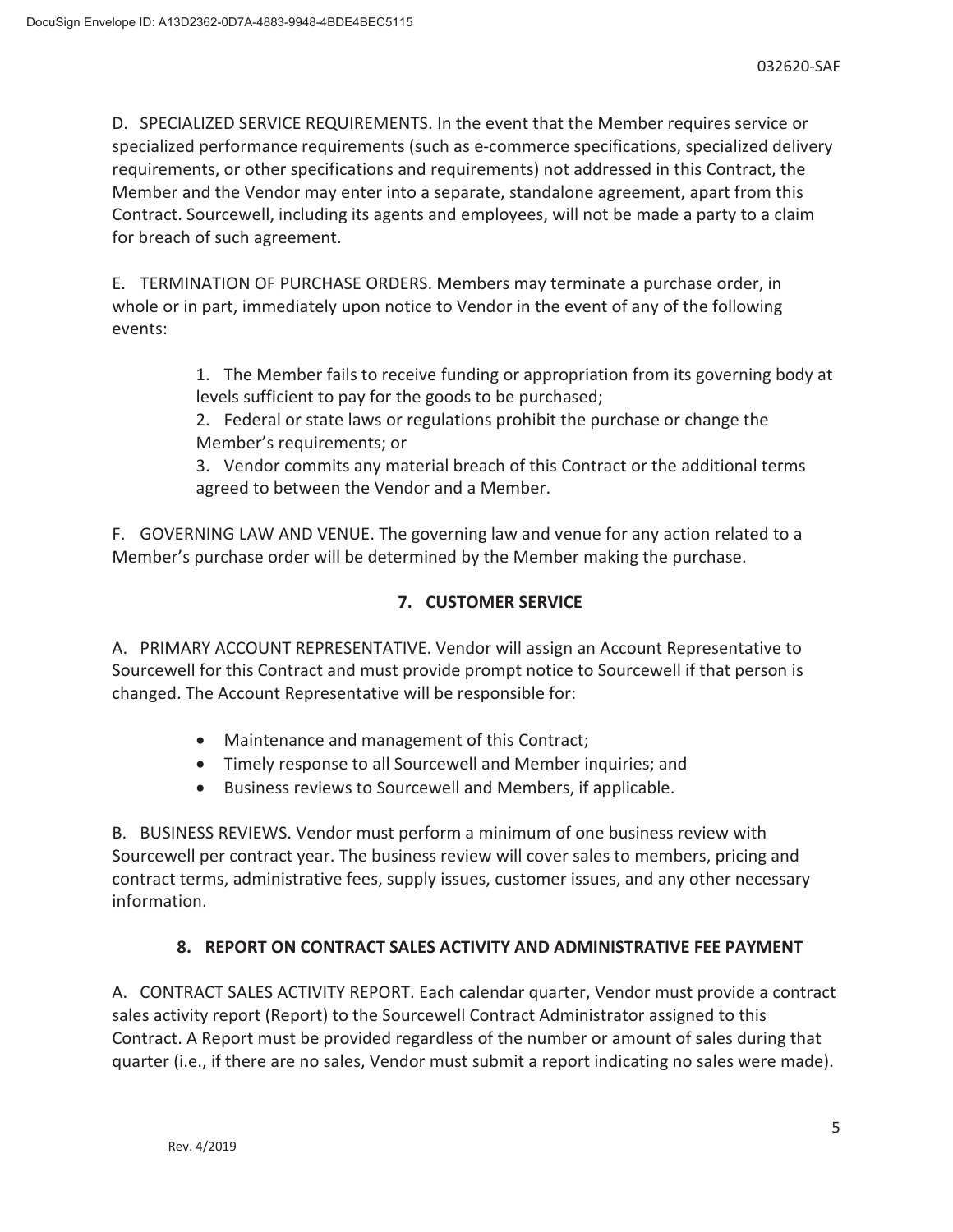D. SPECIALIZED SERVICE REQUIREMENTS. In the event that the Member requires service or specialized performance requirements (such as e-commerce specifications, specialized delivery requirements, or other specifications and requirements) not addressed in this Contract, the Member and the Vendor may enter into a separate, standalone agreement, apart from this Contract. Sourcewell, including its agents and employees, will not be made a party to a claim for breach of such agreement.

E. TERMINATION OF PURCHASE ORDERS. Members may terminate a purchase order, in whole or in part, immediately upon notice to Vendor in the event of any of the following events:

1. The Member fails to receive funding or appropriation from its governing body at levels sufficient to pay for the goods to be purchased;
2. Federal or state laws or regulations prohibit the purchase or change the Member's requirements; or
3. Vendor commits any material breach of this Contract or the additional terms agreed to between the Vendor and a Member.

F. GOVERNING LAW AND VENUE. The governing law and venue for any action related to a Member's purchase order will be determined by the Member making the purchase.

## 7. CUSTOMER SERVICE

A. PRIMARY ACCOUNT REPRESENTATIVE. Vendor will assign an Account Representative to Sourcewell for this Contract and must provide prompt notice to Sourcewell if that person is changed. The Account Representative will be responsible for:

- Maintenance and management of this Contract;
- Timely response to all Sourcewell and Member inquiries; and
- Business reviews to Sourcewell and Members, if applicable.

B. BUSINESS REVIEWS. Vendor must perform a minimum of one business review with Sourcewell per contract year. The business review will cover sales to members, pricing and contract terms, administrative fees, supply issues, customer issues, and any other necessary information.

## 8. REPORT ON CONTRACT SALES ACTIVITY AND ADMINISTRATIVE FEE PAYMENT

A. CONTRACT SALES ACTIVITY REPORT. Each calendar quarter, Vendor must provide a contract sales activity report (Report) to the Sourcewell Contract Administrator assigned to this Contract. A Report must be provided regardless of the number or amount of sales during that quarter (i.e., if there are no sales, Vendor must submit a report indicating no sales were made).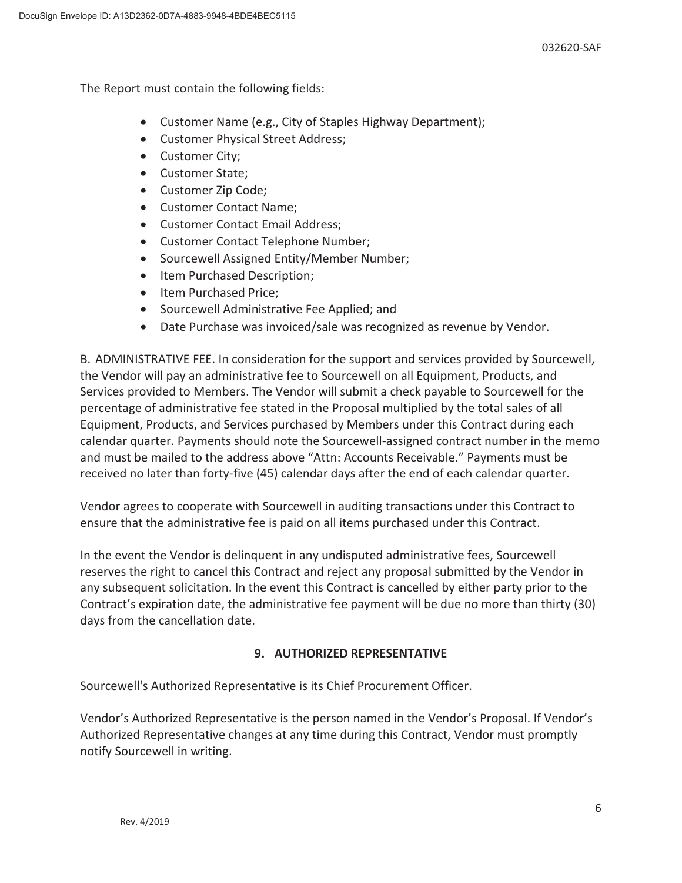The Report must contain the following fields:

- Customer Name (e.g., City of Staples Highway Department);
- Customer Physical Street Address;
- Customer City;
- Customer State;
- Customer Zip Code;
- Customer Contact Name;
- Customer Contact Email Address;
- Customer Contact Telephone Number;
- Sourcewell Assigned Entity/Member Number;
- Item Purchased Description;
- Item Purchased Price;
- Sourcewell Administrative Fee Applied; and
- Date Purchase was invoiced/sale was recognized as revenue by Vendor.

B. ADMINISTRATIVE FEE. In consideration for the support and services provided by Sourcewell, the Vendor will pay an administrative fee to Sourcewell on all Equipment, Products, and Services provided to Members. The Vendor will submit a check payable to Sourcewell for the percentage of administrative fee stated in the Proposal multiplied by the total sales of all Equipment, Products, and Services purchased by Members under this Contract during each calendar quarter. Payments should note the Sourcewell-assigned contract number in the memo and must be mailed to the address above "Attn: Accounts Receivable." Payments must be received no later than forty-five (45) calendar days after the end of each calendar quarter.

Vendor agrees to cooperate with Sourcewell in auditing transactions under this Contract to ensure that the administrative fee is paid on all items purchased under this Contract.

In the event the Vendor is delinquent in any undisputed administrative fees, Sourcewell reserves the right to cancel this Contract and reject any proposal submitted by the Vendor in any subsequent solicitation. In the event this Contract is cancelled by either party prior to the Contract's expiration date, the administrative fee payment will be due no more than thirty (30) days from the cancellation date.

## 9. AUTHORIZED REPRESENTATIVE

Sourcewell's Authorized Representative is its Chief Procurement Officer.

Vendor's Authorized Representative is the person named in the Vendor's Proposal. If Vendor's Authorized Representative changes at any time during this Contract, Vendor must promptly notify Sourcewell in writing.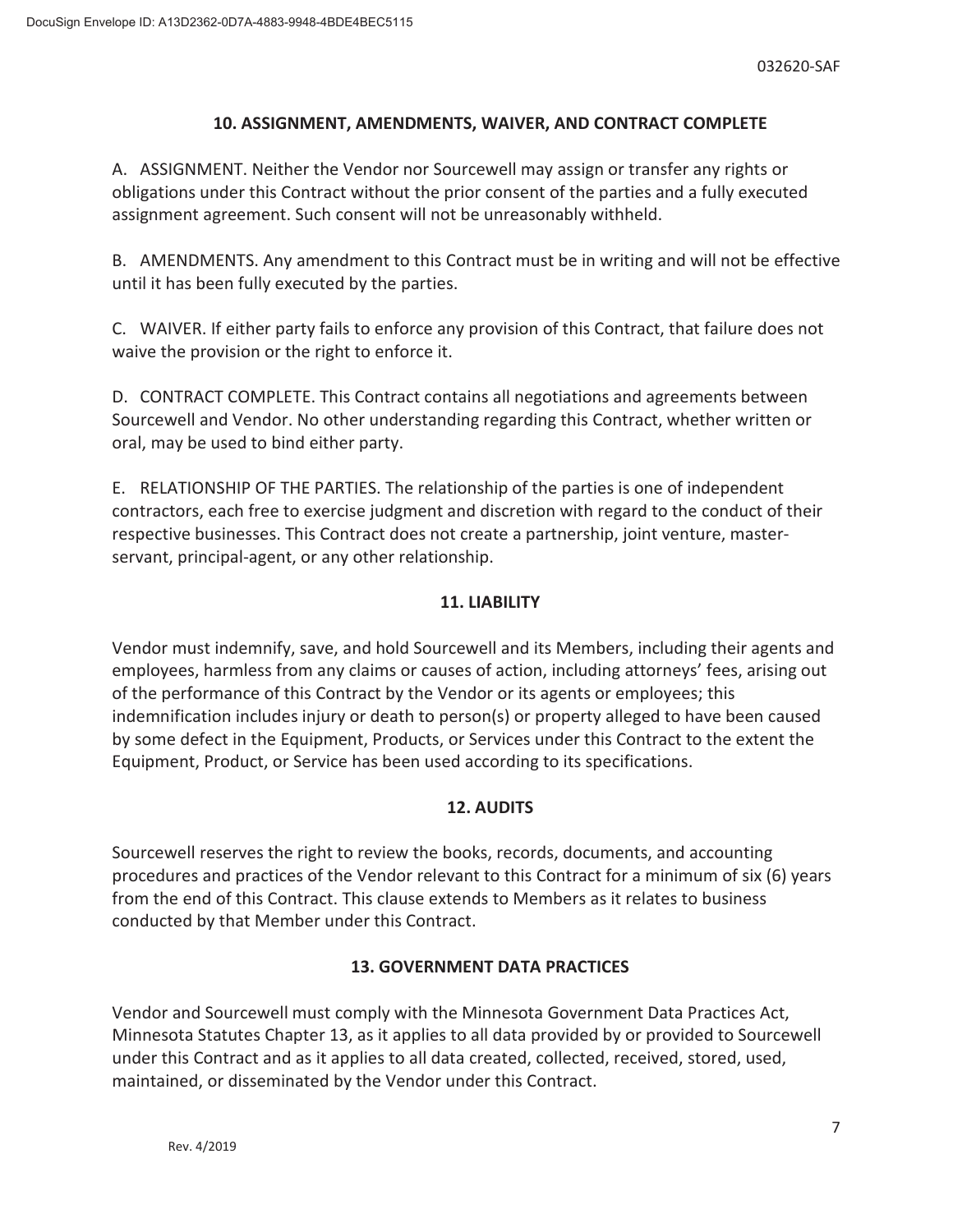## 10. ASSIGNMENT, AMENDMENTS, WAIVER, AND CONTRACT COMPLETE

A. ASSIGNMENT. Neither the Vendor nor Sourcewell may assign or transfer any rights or obligations under this Contract without the prior consent of the parties and a fully executed assignment agreement. Such consent will not be unreasonably withheld.

B. AMENDMENTS. Any amendment to this Contract must be in writing and will not be effective until it has been fully executed by the parties.

C. WAIVER. If either party fails to enforce any provision of this Contract, that failure does not waive the provision or the right to enforce it.

D. CONTRACT COMPLETE. This Contract contains all negotiations and agreements between Sourcewell and Vendor. No other understanding regarding this Contract, whether written or oral, may be used to bind either party.

E. RELATIONSHIP OF THE PARTIES. The relationship of the parties is one of independent contractors, each free to exercise judgment and discretion with regard to the conduct of their respective businesses. This Contract does not create a partnership, joint venture, master-servant, principal-agent, or any other relationship.

## 11. LIABILITY

Vendor must indemnify, save, and hold Sourcewell and its Members, including their agents and employees, harmless from any claims or causes of action, including attorneys' fees, arising out of the performance of this Contract by the Vendor or its agents or employees; this indemnification includes injury or death to person(s) or property alleged to have been caused by some defect in the Equipment, Products, or Services under this Contract to the extent the Equipment, Product, or Service has been used according to its specifications.

## 12. AUDITS

Sourcewell reserves the right to review the books, records, documents, and accounting procedures and practices of the Vendor relevant to this Contract for a minimum of six (6) years from the end of this Contract. This clause extends to Members as it relates to business conducted by that Member under this Contract.

## 13. GOVERNMENT DATA PRACTICES

Vendor and Sourcewell must comply with the Minnesota Government Data Practices Act, Minnesota Statutes Chapter 13, as it applies to all data provided by or provided to Sourcewell under this Contract and as it applies to all data created, collected, received, stored, used, maintained, or disseminated by the Vendor under this Contract.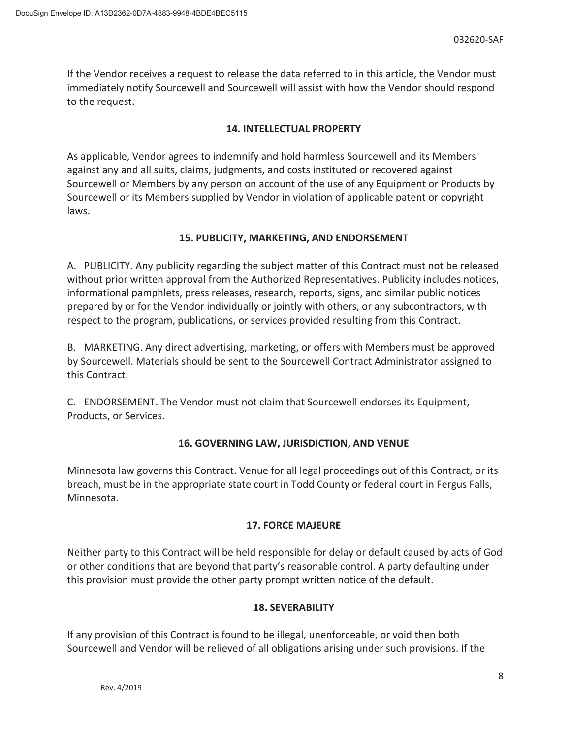If the Vendor receives a request to release the data referred to in this article, the Vendor must immediately notify Sourcewell and Sourcewell will assist with how the Vendor should respond to the request.

## 14. INTELLECTUAL PROPERTY

As applicable, Vendor agrees to indemnify and hold harmless Sourcewell and its Members against any and all suits, claims, judgments, and costs instituted or recovered against Sourcewell or Members by any person on account of the use of any Equipment or Products by Sourcewell or its Members supplied by Vendor in violation of applicable patent or copyright laws.

## 15. PUBLICITY, MARKETING, AND ENDORSEMENT

A. PUBLICITY. Any publicity regarding the subject matter of this Contract must not be released without prior written approval from the Authorized Representatives. Publicity includes notices, informational pamphlets, press releases, research, reports, signs, and similar public notices prepared by or for the Vendor individually or jointly with others, or any subcontractors, with respect to the program, publications, or services provided resulting from this Contract.

B. MARKETING. Any direct advertising, marketing, or offers with Members must be approved by Sourcewell. Materials should be sent to the Sourcewell Contract Administrator assigned to this Contract.

C. ENDORSEMENT. The Vendor must not claim that Sourcewell endorses its Equipment, Products, or Services.

## 16. GOVERNING LAW, JURISDICTION, AND VENUE

Minnesota law governs this Contract. Venue for all legal proceedings out of this Contract, or its breach, must be in the appropriate state court in Todd County or federal court in Fergus Falls, Minnesota.

## 17. FORCE MAJEURE

Neither party to this Contract will be held responsible for delay or default caused by acts of God or other conditions that are beyond that party's reasonable control. A party defaulting under this provision must provide the other party prompt written notice of the default.

## 18. SEVERABILITY

If any provision of this Contract is found to be illegal, unenforceable, or void then both Sourcewell and Vendor will be relieved of all obligations arising under such provisions. If the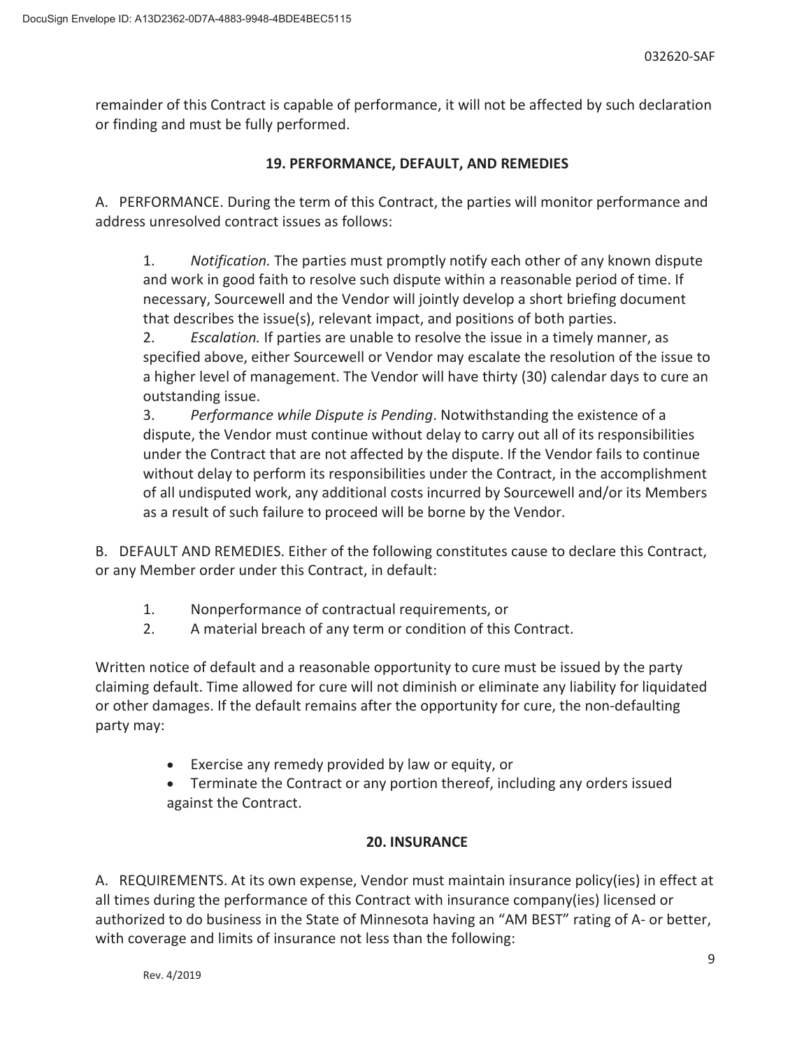remainder of this Contract is capable of performance, it will not be affected by such declaration or finding and must be fully performed.

## 19. PERFORMANCE, DEFAULT, AND REMEDIES

A. PERFORMANCE. During the term of this Contract, the parties will monitor performance and address unresolved contract issues as follows:

1. *Notification.* The parties must promptly notify each other of any known dispute and work in good faith to resolve such dispute within a reasonable period of time. If necessary, Sourcewell and the Vendor will jointly develop a short briefing document that describes the issue(s), relevant impact, and positions of both parties.
2. *Escalation.* If parties are unable to resolve the issue in a timely manner, as specified above, either Sourcewell or Vendor may escalate the resolution of the issue to a higher level of management. The Vendor will have thirty (30) calendar days to cure an outstanding issue.
3. *Performance while Dispute is Pending*. Notwithstanding the existence of a dispute, the Vendor must continue without delay to carry out all of its responsibilities under the Contract that are not affected by the dispute. If the Vendor fails to continue without delay to perform its responsibilities under the Contract, in the accomplishment of all undisputed work, any additional costs incurred by Sourcewell and/or its Members as a result of such failure to proceed will be borne by the Vendor.

B. DEFAULT AND REMEDIES. Either of the following constitutes cause to declare this Contract, or any Member order under this Contract, in default:

1. Nonperformance of contractual requirements, or
2. A material breach of any term or condition of this Contract.

Written notice of default and a reasonable opportunity to cure must be issued by the party claiming default. Time allowed for cure will not diminish or eliminate any liability for liquidated or other damages. If the default remains after the opportunity for cure, the non-defaulting party may:

- Exercise any remedy provided by law or equity, or
- Terminate the Contract or any portion thereof, including any orders issued against the Contract.

## 20. INSURANCE

A. REQUIREMENTS. At its own expense, Vendor must maintain insurance policy(ies) in effect at all times during the performance of this Contract with insurance company(ies) licensed or authorized to do business in the State of Minnesota having an "AM BEST" rating of A- or better, with coverage and limits of insurance not less than the following: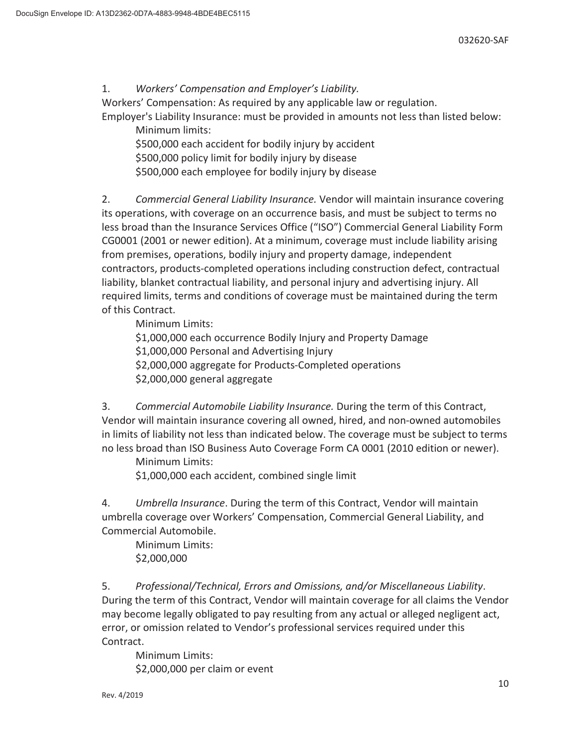1. *Workers' Compensation and Employer's Liability.*

Workers' Compensation: As required by any applicable law or regulation.

Employer's Liability Insurance: must be provided in amounts not less than listed below:

Minimum limits:

$500,000 each accident for bodily injury by accident

$500,000 policy limit for bodily injury by disease

$500,000 each employee for bodily injury by disease

2. *Commercial General Liability Insurance.* Vendor will maintain insurance covering its operations, with coverage on an occurrence basis, and must be subject to terms no less broad than the Insurance Services Office ("ISO") Commercial General Liability Form CG0001 (2001 or newer edition). At a minimum, coverage must include liability arising from premises, operations, bodily injury and property damage, independent contractors, products-completed operations including construction defect, contractual liability, blanket contractual liability, and personal injury and advertising injury. All required limits, terms and conditions of coverage must be maintained during the term of this Contract.

Minimum Limits:

$1,000,000 each occurrence Bodily Injury and Property Damage

$1,000,000 Personal and Advertising Injury

$2,000,000 aggregate for Products-Completed operations

$2,000,000 general aggregate

3. *Commercial Automobile Liability Insurance.* During the term of this Contract, Vendor will maintain insurance covering all owned, hired, and non-owned automobiles in limits of liability not less than indicated below. The coverage must be subject to terms no less broad than ISO Business Auto Coverage Form CA 0001 (2010 edition or newer).

Minimum Limits:

$1,000,000 each accident, combined single limit

4. *Umbrella Insurance*. During the term of this Contract, Vendor will maintain umbrella coverage over Workers' Compensation, Commercial General Liability, and Commercial Automobile.

Minimum Limits:

$2,000,000

5. *Professional/Technical, Errors and Omissions, and/or Miscellaneous Liability*. During the term of this Contract, Vendor will maintain coverage for all claims the Vendor may become legally obligated to pay resulting from any actual or alleged negligent act, error, or omission related to Vendor's professional services required under this Contract.

Minimum Limits:

$2,000,000 per claim or event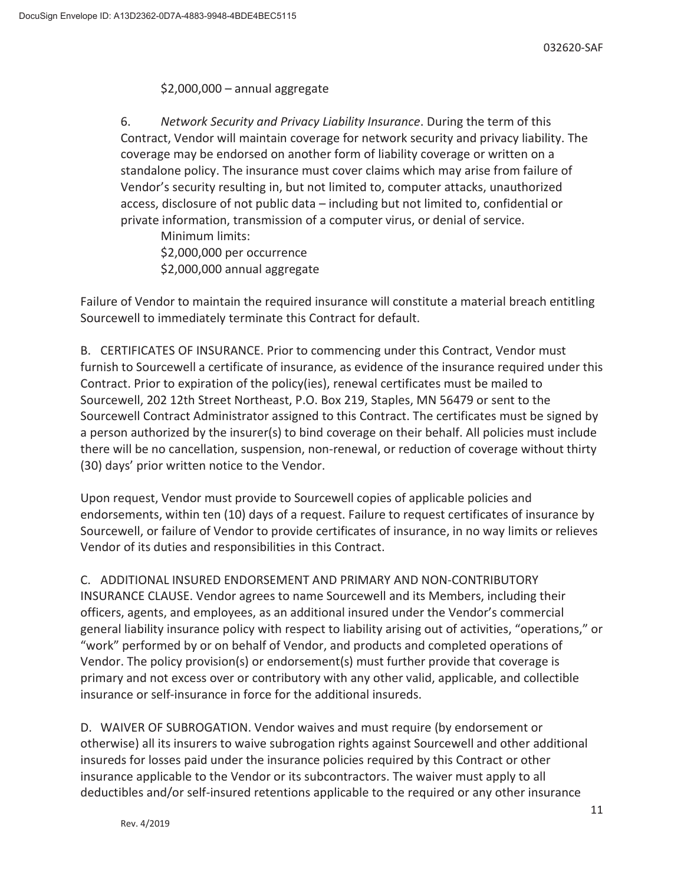$2,000,000 – annual aggregate

6. *Network Security and Privacy Liability Insurance*. During the term of this Contract, Vendor will maintain coverage for network security and privacy liability. The coverage may be endorsed on another form of liability coverage or written on a standalone policy. The insurance must cover claims which may arise from failure of Vendor's security resulting in, but not limited to, computer attacks, unauthorized access, disclosure of not public data – including but not limited to, confidential or private information, transmission of a computer virus, or denial of service.

Minimum limits:
$2,000,000 per occurrence
$2,000,000 annual aggregate

Failure of Vendor to maintain the required insurance will constitute a material breach entitling Sourcewell to immediately terminate this Contract for default.

B. CERTIFICATES OF INSURANCE. Prior to commencing under this Contract, Vendor must furnish to Sourcewell a certificate of insurance, as evidence of the insurance required under this Contract. Prior to expiration of the policy(ies), renewal certificates must be mailed to Sourcewell, 202 12th Street Northeast, P.O. Box 219, Staples, MN 56479 or sent to the Sourcewell Contract Administrator assigned to this Contract. The certificates must be signed by a person authorized by the insurer(s) to bind coverage on their behalf. All policies must include there will be no cancellation, suspension, non-renewal, or reduction of coverage without thirty (30) days' prior written notice to the Vendor.

Upon request, Vendor must provide to Sourcewell copies of applicable policies and endorsements, within ten (10) days of a request. Failure to request certificates of insurance by Sourcewell, or failure of Vendor to provide certificates of insurance, in no way limits or relieves Vendor of its duties and responsibilities in this Contract.

C. ADDITIONAL INSURED ENDORSEMENT AND PRIMARY AND NON-CONTRIBUTORY INSURANCE CLAUSE. Vendor agrees to name Sourcewell and its Members, including their officers, agents, and employees, as an additional insured under the Vendor's commercial general liability insurance policy with respect to liability arising out of activities, "operations," or "work" performed by or on behalf of Vendor, and products and completed operations of Vendor. The policy provision(s) or endorsement(s) must further provide that coverage is primary and not excess over or contributory with any other valid, applicable, and collectible insurance or self-insurance in force for the additional insureds.

D. WAIVER OF SUBROGATION. Vendor waives and must require (by endorsement or otherwise) all its insurers to waive subrogation rights against Sourcewell and other additional insureds for losses paid under the insurance policies required by this Contract or other insurance applicable to the Vendor or its subcontractors. The waiver must apply to all deductibles and/or self-insured retentions applicable to the required or any other insurance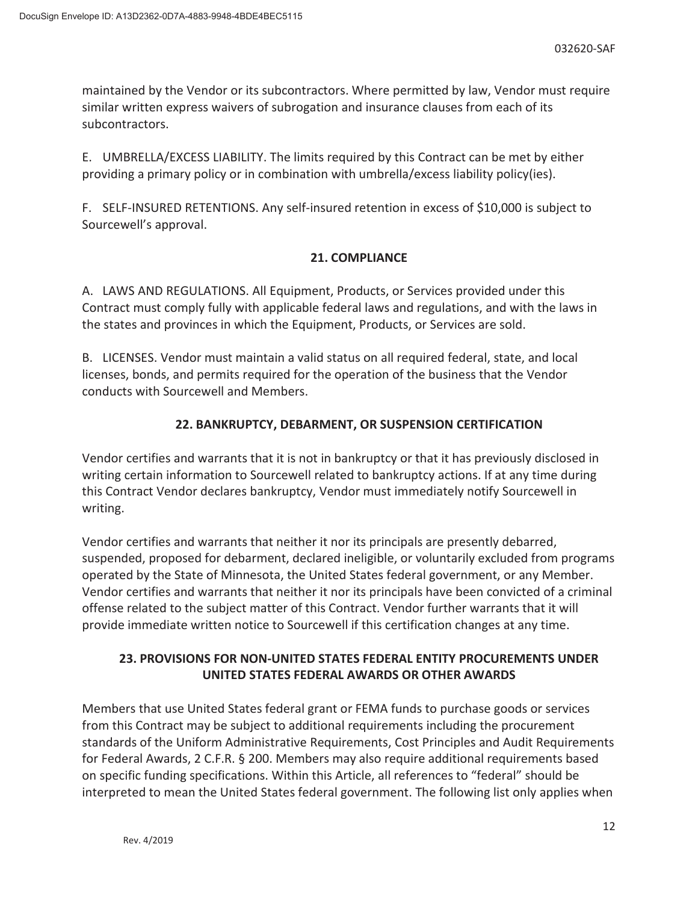maintained by the Vendor or its subcontractors. Where permitted by law, Vendor must require similar written express waivers of subrogation and insurance clauses from each of its subcontractors.

E. UMBRELLA/EXCESS LIABILITY. The limits required by this Contract can be met by either providing a primary policy or in combination with umbrella/excess liability policy(ies).

F. SELF-INSURED RETENTIONS. Any self-insured retention in excess of $10,000 is subject to Sourcewell's approval.

## 21. COMPLIANCE

A. LAWS AND REGULATIONS. All Equipment, Products, or Services provided under this Contract must comply fully with applicable federal laws and regulations, and with the laws in the states and provinces in which the Equipment, Products, or Services are sold.

B. LICENSES. Vendor must maintain a valid status on all required federal, state, and local licenses, bonds, and permits required for the operation of the business that the Vendor conducts with Sourcewell and Members.

## 22. BANKRUPTCY, DEBARMENT, OR SUSPENSION CERTIFICATION

Vendor certifies and warrants that it is not in bankruptcy or that it has previously disclosed in writing certain information to Sourcewell related to bankruptcy actions. If at any time during this Contract Vendor declares bankruptcy, Vendor must immediately notify Sourcewell in writing.

Vendor certifies and warrants that neither it nor its principals are presently debarred, suspended, proposed for debarment, declared ineligible, or voluntarily excluded from programs operated by the State of Minnesota, the United States federal government, or any Member. Vendor certifies and warrants that neither it nor its principals have been convicted of a criminal offense related to the subject matter of this Contract. Vendor further warrants that it will provide immediate written notice to Sourcewell if this certification changes at any time.

## 23. PROVISIONS FOR NON-UNITED STATES FEDERAL ENTITY PROCUREMENTS UNDER UNITED STATES FEDERAL AWARDS OR OTHER AWARDS

Members that use United States federal grant or FEMA funds to purchase goods or services from this Contract may be subject to additional requirements including the procurement standards of the Uniform Administrative Requirements, Cost Principles and Audit Requirements for Federal Awards, 2 C.F.R. § 200. Members may also require additional requirements based on specific funding specifications. Within this Article, all references to "federal" should be interpreted to mean the United States federal government. The following list only applies when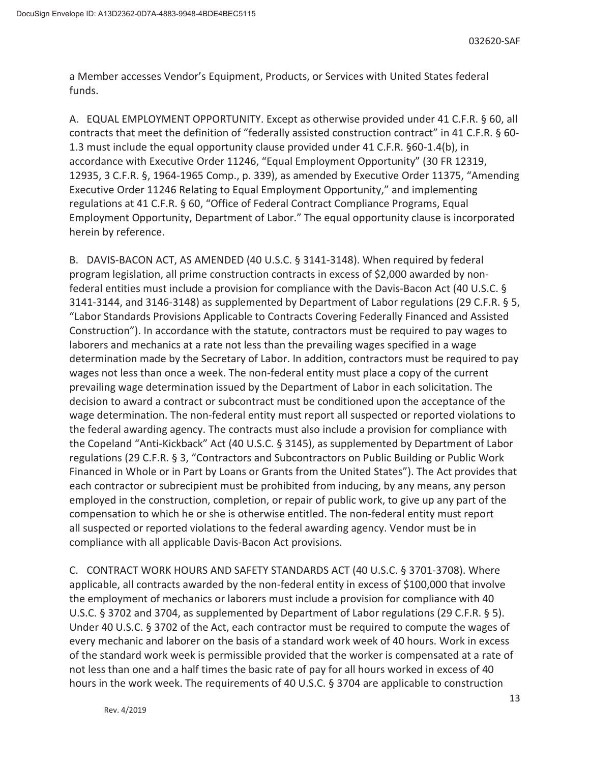a Member accesses Vendor's Equipment, Products, or Services with United States federal funds.

A. EQUAL EMPLOYMENT OPPORTUNITY. Except as otherwise provided under 41 C.F.R. § 60, all contracts that meet the definition of "federally assisted construction contract" in 41 C.F.R. § 60-1.3 must include the equal opportunity clause provided under 41 C.F.R. §60-1.4(b), in accordance with Executive Order 11246, "Equal Employment Opportunity" (30 FR 12319, 12935, 3 C.F.R. §, 1964-1965 Comp., p. 339), as amended by Executive Order 11375, "Amending Executive Order 11246 Relating to Equal Employment Opportunity," and implementing regulations at 41 C.F.R. § 60, "Office of Federal Contract Compliance Programs, Equal Employment Opportunity, Department of Labor." The equal opportunity clause is incorporated herein by reference.

B. DAVIS-BACON ACT, AS AMENDED (40 U.S.C. § 3141-3148). When required by federal program legislation, all prime construction contracts in excess of $2,000 awarded by non-federal entities must include a provision for compliance with the Davis-Bacon Act (40 U.S.C. § 3141-3144, and 3146-3148) as supplemented by Department of Labor regulations (29 C.F.R. § 5, "Labor Standards Provisions Applicable to Contracts Covering Federally Financed and Assisted Construction"). In accordance with the statute, contractors must be required to pay wages to laborers and mechanics at a rate not less than the prevailing wages specified in a wage determination made by the Secretary of Labor. In addition, contractors must be required to pay wages not less than once a week. The non-federal entity must place a copy of the current prevailing wage determination issued by the Department of Labor in each solicitation. The decision to award a contract or subcontract must be conditioned upon the acceptance of the wage determination. The non-federal entity must report all suspected or reported violations to the federal awarding agency. The contracts must also include a provision for compliance with the Copeland "Anti-Kickback" Act (40 U.S.C. § 3145), as supplemented by Department of Labor regulations (29 C.F.R. § 3, "Contractors and Subcontractors on Public Building or Public Work Financed in Whole or in Part by Loans or Grants from the United States"). The Act provides that each contractor or subrecipient must be prohibited from inducing, by any means, any person employed in the construction, completion, or repair of public work, to give up any part of the compensation to which he or she is otherwise entitled. The non-federal entity must report all suspected or reported violations to the federal awarding agency. Vendor must be in compliance with all applicable Davis-Bacon Act provisions.

C. CONTRACT WORK HOURS AND SAFETY STANDARDS ACT (40 U.S.C. § 3701-3708). Where applicable, all contracts awarded by the non-federal entity in excess of $100,000 that involve the employment of mechanics or laborers must include a provision for compliance with 40 U.S.C. § 3702 and 3704, as supplemented by Department of Labor regulations (29 C.F.R. § 5). Under 40 U.S.C. § 3702 of the Act, each contractor must be required to compute the wages of every mechanic and laborer on the basis of a standard work week of 40 hours. Work in excess of the standard work week is permissible provided that the worker is compensated at a rate of not less than one and a half times the basic rate of pay for all hours worked in excess of 40 hours in the work week. The requirements of 40 U.S.C. § 3704 are applicable to construction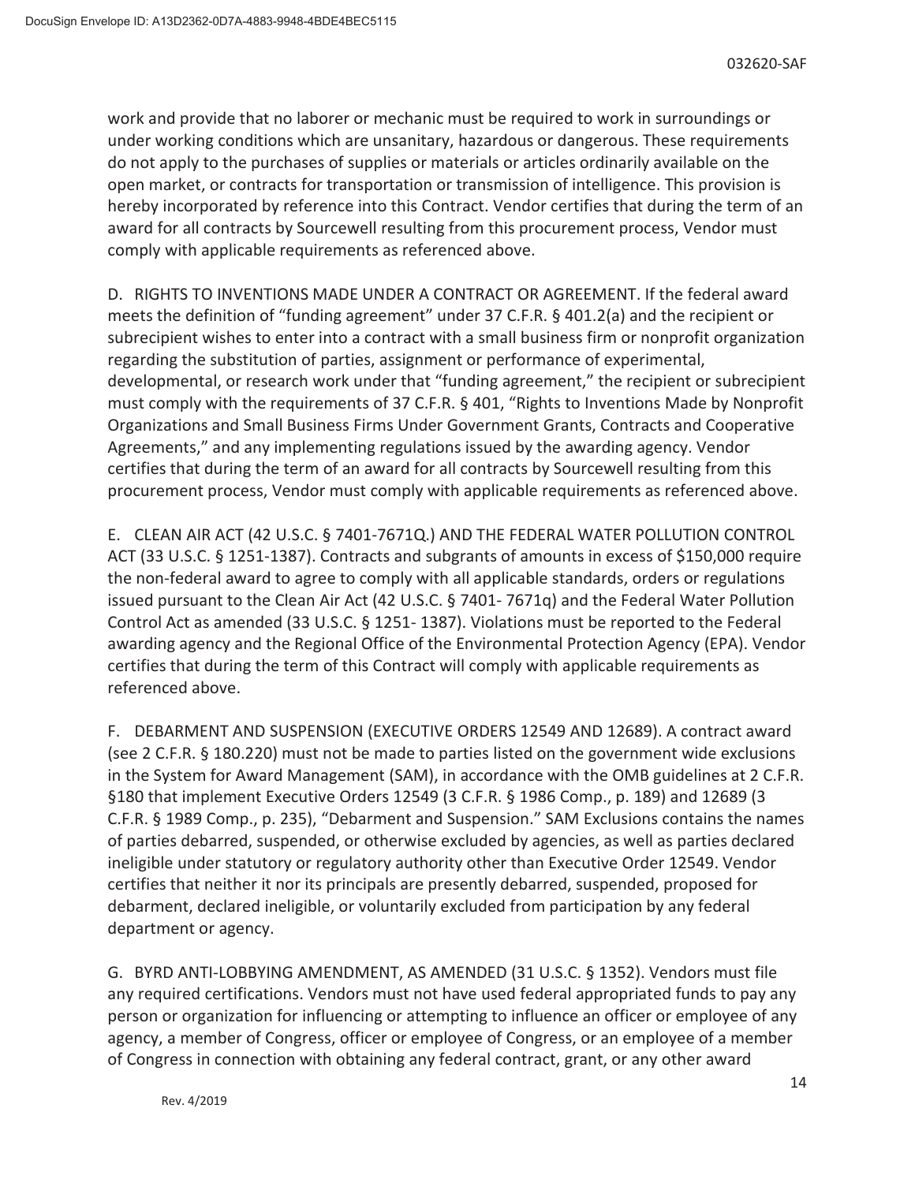work and provide that no laborer or mechanic must be required to work in surroundings or under working conditions which are unsanitary, hazardous or dangerous. These requirements do not apply to the purchases of supplies or materials or articles ordinarily available on the open market, or contracts for transportation or transmission of intelligence. This provision is hereby incorporated by reference into this Contract. Vendor certifies that during the term of an award for all contracts by Sourcewell resulting from this procurement process, Vendor must comply with applicable requirements as referenced above.

D. RIGHTS TO INVENTIONS MADE UNDER A CONTRACT OR AGREEMENT. If the federal award meets the definition of "funding agreement" under 37 C.F.R. § 401.2(a) and the recipient or subrecipient wishes to enter into a contract with a small business firm or nonprofit organization regarding the substitution of parties, assignment or performance of experimental, developmental, or research work under that "funding agreement," the recipient or subrecipient must comply with the requirements of 37 C.F.R. § 401, "Rights to Inventions Made by Nonprofit Organizations and Small Business Firms Under Government Grants, Contracts and Cooperative Agreements," and any implementing regulations issued by the awarding agency. Vendor certifies that during the term of an award for all contracts by Sourcewell resulting from this procurement process, Vendor must comply with applicable requirements as referenced above.

E. CLEAN AIR ACT (42 U.S.C. § 7401-7671Q.) AND THE FEDERAL WATER POLLUTION CONTROL ACT (33 U.S.C. § 1251-1387). Contracts and subgrants of amounts in excess of $150,000 require the non-federal award to agree to comply with all applicable standards, orders or regulations issued pursuant to the Clean Air Act (42 U.S.C. § 7401- 7671q) and the Federal Water Pollution Control Act as amended (33 U.S.C. § 1251- 1387). Violations must be reported to the Federal awarding agency and the Regional Office of the Environmental Protection Agency (EPA). Vendor certifies that during the term of this Contract will comply with applicable requirements as referenced above.

F. DEBARMENT AND SUSPENSION (EXECUTIVE ORDERS 12549 AND 12689). A contract award (see 2 C.F.R. § 180.220) must not be made to parties listed on the government wide exclusions in the System for Award Management (SAM), in accordance with the OMB guidelines at 2 C.F.R. §180 that implement Executive Orders 12549 (3 C.F.R. § 1986 Comp., p. 189) and 12689 (3 C.F.R. § 1989 Comp., p. 235), "Debarment and Suspension." SAM Exclusions contains the names of parties debarred, suspended, or otherwise excluded by agencies, as well as parties declared ineligible under statutory or regulatory authority other than Executive Order 12549. Vendor certifies that neither it nor its principals are presently debarred, suspended, proposed for debarment, declared ineligible, or voluntarily excluded from participation by any federal department or agency.

G. BYRD ANTI-LOBBYING AMENDMENT, AS AMENDED (31 U.S.C. § 1352). Vendors must file any required certifications. Vendors must not have used federal appropriated funds to pay any person or organization for influencing or attempting to influence an officer or employee of any agency, a member of Congress, officer or employee of Congress, or an employee of a member of Congress in connection with obtaining any federal contract, grant, or any other award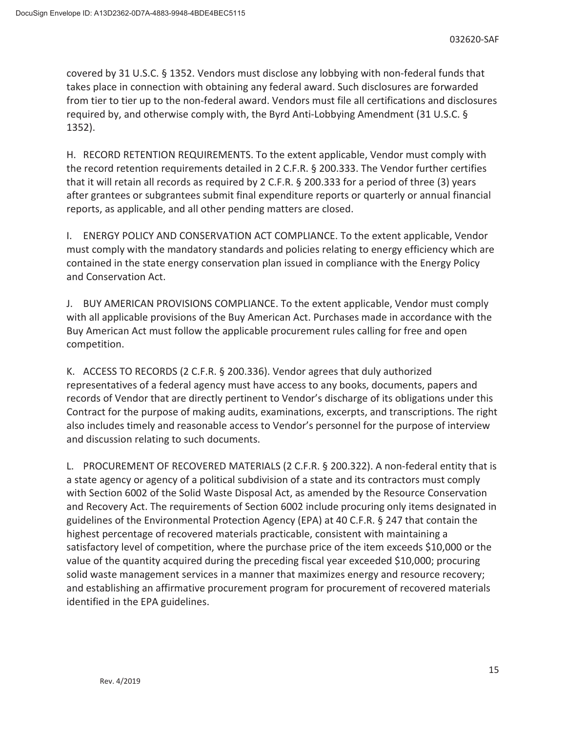covered by 31 U.S.C. § 1352. Vendors must disclose any lobbying with non-federal funds that takes place in connection with obtaining any federal award. Such disclosures are forwarded from tier to tier up to the non-federal award. Vendors must file all certifications and disclosures required by, and otherwise comply with, the Byrd Anti-Lobbying Amendment (31 U.S.C. § 1352).

H. RECORD RETENTION REQUIREMENTS. To the extent applicable, Vendor must comply with the record retention requirements detailed in 2 C.F.R. § 200.333. The Vendor further certifies that it will retain all records as required by 2 C.F.R. § 200.333 for a period of three (3) years after grantees or subgrantees submit final expenditure reports or quarterly or annual financial reports, as applicable, and all other pending matters are closed.

I. ENERGY POLICY AND CONSERVATION ACT COMPLIANCE. To the extent applicable, Vendor must comply with the mandatory standards and policies relating to energy efficiency which are contained in the state energy conservation plan issued in compliance with the Energy Policy and Conservation Act.

J. BUY AMERICAN PROVISIONS COMPLIANCE. To the extent applicable, Vendor must comply with all applicable provisions of the Buy American Act. Purchases made in accordance with the Buy American Act must follow the applicable procurement rules calling for free and open competition.

K. ACCESS TO RECORDS (2 C.F.R. § 200.336). Vendor agrees that duly authorized representatives of a federal agency must have access to any books, documents, papers and records of Vendor that are directly pertinent to Vendor's discharge of its obligations under this Contract for the purpose of making audits, examinations, excerpts, and transcriptions. The right also includes timely and reasonable access to Vendor's personnel for the purpose of interview and discussion relating to such documents.

L. PROCUREMENT OF RECOVERED MATERIALS (2 C.F.R. § 200.322). A non-federal entity that is a state agency or agency of a political subdivision of a state and its contractors must comply with Section 6002 of the Solid Waste Disposal Act, as amended by the Resource Conservation and Recovery Act. The requirements of Section 6002 include procuring only items designated in guidelines of the Environmental Protection Agency (EPA) at 40 C.F.R. § 247 that contain the highest percentage of recovered materials practicable, consistent with maintaining a satisfactory level of competition, where the purchase price of the item exceeds $10,000 or the value of the quantity acquired during the preceding fiscal year exceeded $10,000; procuring solid waste management services in a manner that maximizes energy and resource recovery; and establishing an affirmative procurement program for procurement of recovered materials identified in the EPA guidelines.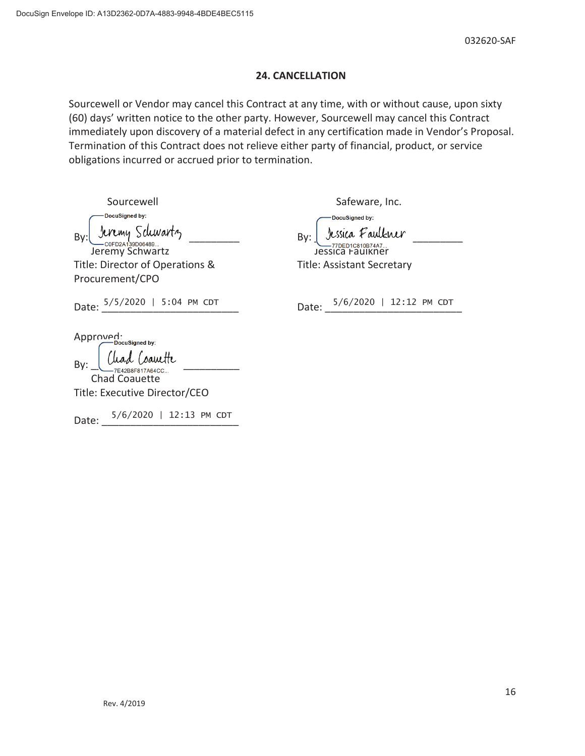DocuSign Envelope ID: A13D2362-0D7A-4883-9948-4BDE4BEC5115

032620-SAF

## 24. CANCELLATION

Sourcewell or Vendor may cancel this Contract at any time, with or without cause, upon sixty (60) days' written notice to the other party. However, Sourcewell may cancel this Contract immediately upon discovery of a material defect in any certification made in Vendor's Proposal. Termination of this Contract does not relieve either party of financial, product, or service obligations incurred or accrued prior to termination.

Sourcewell

By: DocuSigned by: Jeremy Schwartz C0FD2A139D06489...
Jeremy Schwartz
Title: Director of Operations & Procurement/CPO

Date: 5/5/2020 | 5:04 PM CDT

Approved:

By: DocuSigned by: Chad Coauette 7E42B8F817A64CC...
Chad Coauette
Title: Executive Director/CEO

Date: 5/6/2020 | 12:13 PM CDT

Safeware, Inc.

By: DocuSigned by: Jessica Faulkner 77DED1C810B74A7...
Jessica Faulkner
Title: Assistant Secretary

Date: 5/6/2020 | 12:12 PM CDT

Rev. 4/2019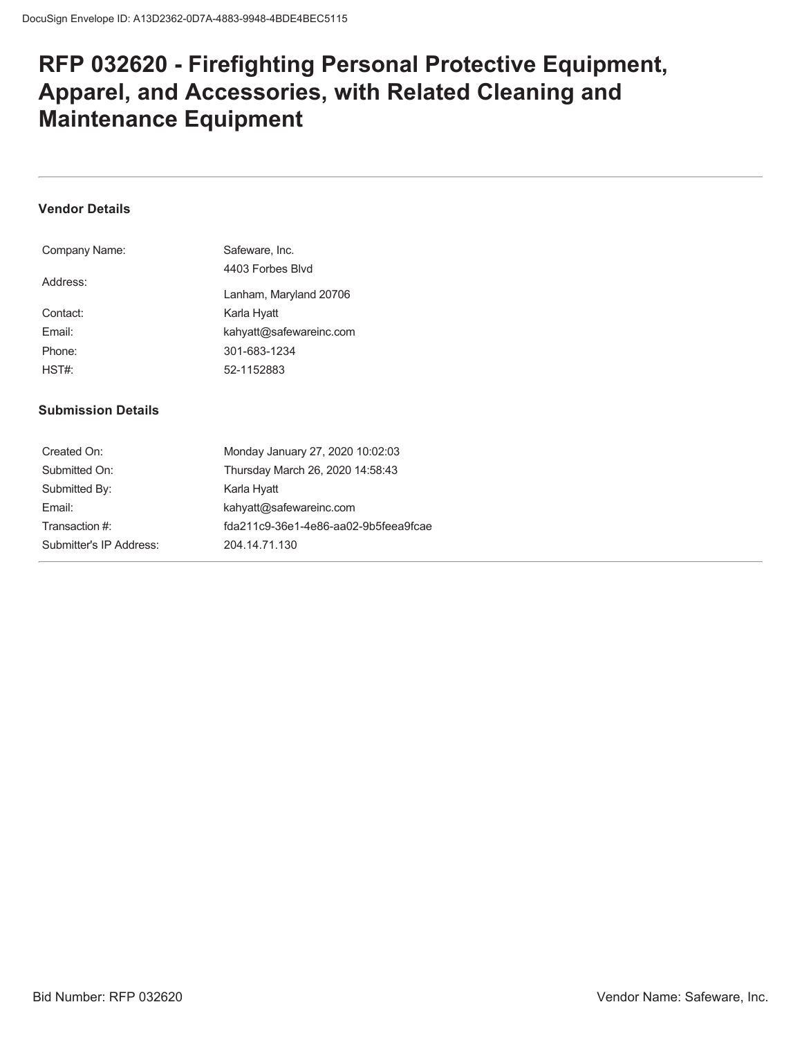# RFP 032620 - Firefighting Personal Protective Equipment, Apparel, and Accessories, with Related Cleaning and Maintenance Equipment

---

### Vendor Details

| | |
|---|---|
| Company Name: | Safeware, Inc. |
| Address: | 4403 Forbes Blvd<br>Lanham, Maryland 20706 |
| Contact: | Karla Hyatt |
| Email: | kahyatt@safewareinc.com |
| Phone: | 301-683-1234 |
| HST#: | 52-1152883 |

### Submission Details

| | |
|---|---|
| Created On: | Monday January 27, 2020 10:02:03 |
| Submitted On: | Thursday March 26, 2020 14:58:43 |
| Submitted By: | Karla Hyatt |
| Email: | kahyatt@safewareinc.com |
| Transaction #: | fda211c9-36e1-4e86-aa02-9b5feea9fcae |
| Submitter's IP Address: | 204.14.71.130 |

---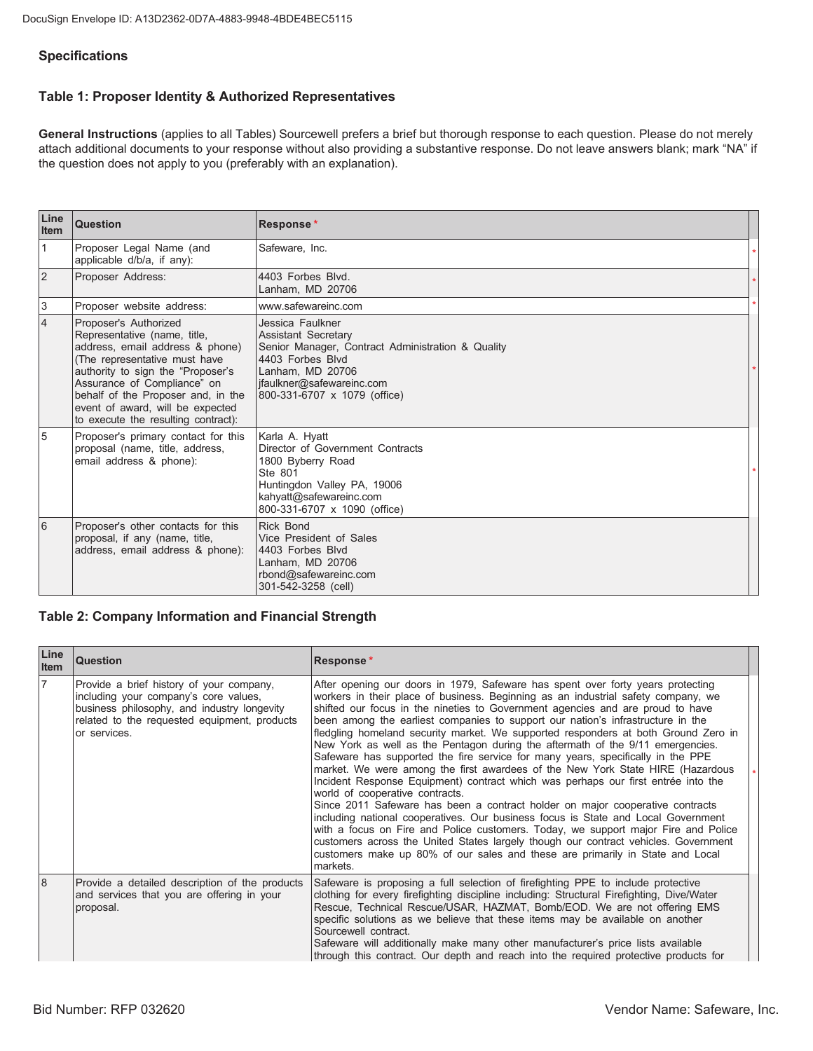## Specifications

### Table 1: Proposer Identity & Authorized Representatives

**General Instructions** (applies to all Tables) Sourcewell prefers a brief but thorough response to each question. Please do not merely attach additional documents to your response without also providing a substantive response. Do not leave answers blank; mark "NA" if the question does not apply to you (preferably with an explanation).

| Line Item | Question | Response* |
|---|---|---|
| 1 | Proposer Legal Name (and applicable d/b/a, if any): | Safeware, Inc. |
| 2 | Proposer Address: | 4403 Forbes Blvd.<br>Lanham, MD 20706 |
| 3 | Proposer website address: | www.safewareinc.com |
| 4 | Proposer's Authorized Representative (name, title, address, email address & phone) (The representative must have authority to sign the "Proposer's Assurance of Compliance" on behalf of the Proposer and, in the event of award, will be expected to execute the resulting contract): | Jessica Faulkner<br>Assistant Secretary<br>Senior Manager, Contract Administration & Quality<br>4403 Forbes Blvd<br>Lanham, MD 20706<br>jfaulkner@safewareinc.com<br>800-331-6707 x 1079 (office) |
| 5 | Proposer's primary contact for this proposal (name, title, address, email address & phone): | Karla A. Hyatt<br>Director of Government Contracts<br>1800 Byberry Road<br>Ste 801<br>Huntingdon Valley PA, 19006<br>kahyatt@safewareinc.com<br>800-331-6707 x 1090 (office) |
| 6 | Proposer's other contacts for this proposal, if any (name, title, address, email address & phone): | Rick Bond<br>Vice President of Sales<br>4403 Forbes Blvd<br>Lanham, MD 20706<br>rbond@safewareinc.com<br>301-542-3258 (cell) |

### Table 2: Company Information and Financial Strength

| Line Item | Question | Response* |
|---|---|---|
| 7 | Provide a brief history of your company, including your company's core values, business philosophy, and industry longevity related to the requested equipment, products or services. | After opening our doors in 1979, Safeware has spent over forty years protecting workers in their place of business. Beginning as an industrial safety company, we shifted our focus in the nineties to Government agencies and are proud to have been among the earliest companies to support our nation's infrastructure in the fledgling homeland security market. We supported responders at both Ground Zero in New York as well as the Pentagon during the aftermath of the 9/11 emergencies. Safeware has supported the fire service for many years, specifically in the PPE market. We were among the first awardees of the New York State HIRE (Hazardous Incident Response Equipment) contract which was perhaps our first entrée into the world of cooperative contracts.<br>Since 2011 Safeware has been a contract holder on major cooperative contracts including national cooperatives. Our business focus is State and Local Government with a focus on Fire and Police customers. Today, we support major Fire and Police customers across the United States largely though our contract vehicles. Government customers make up 80% of our sales and these are primarily in State and Local markets. |
| 8 | Provide a detailed description of the products and services that you are offering in your proposal. | Safeware is proposing a full selection of firefighting PPE to include protective clothing for every firefighting discipline including: Structural Firefighting, Dive/Water Rescue, Technical Rescue/USAR, HAZMAT, Bomb/EOD. We are not offering EMS specific solutions as we believe that these items may be available on another Sourcewell contract.<br>Safeware will additionally make many other manufacturer's price lists available through this contract. Our depth and reach into the required protective products for |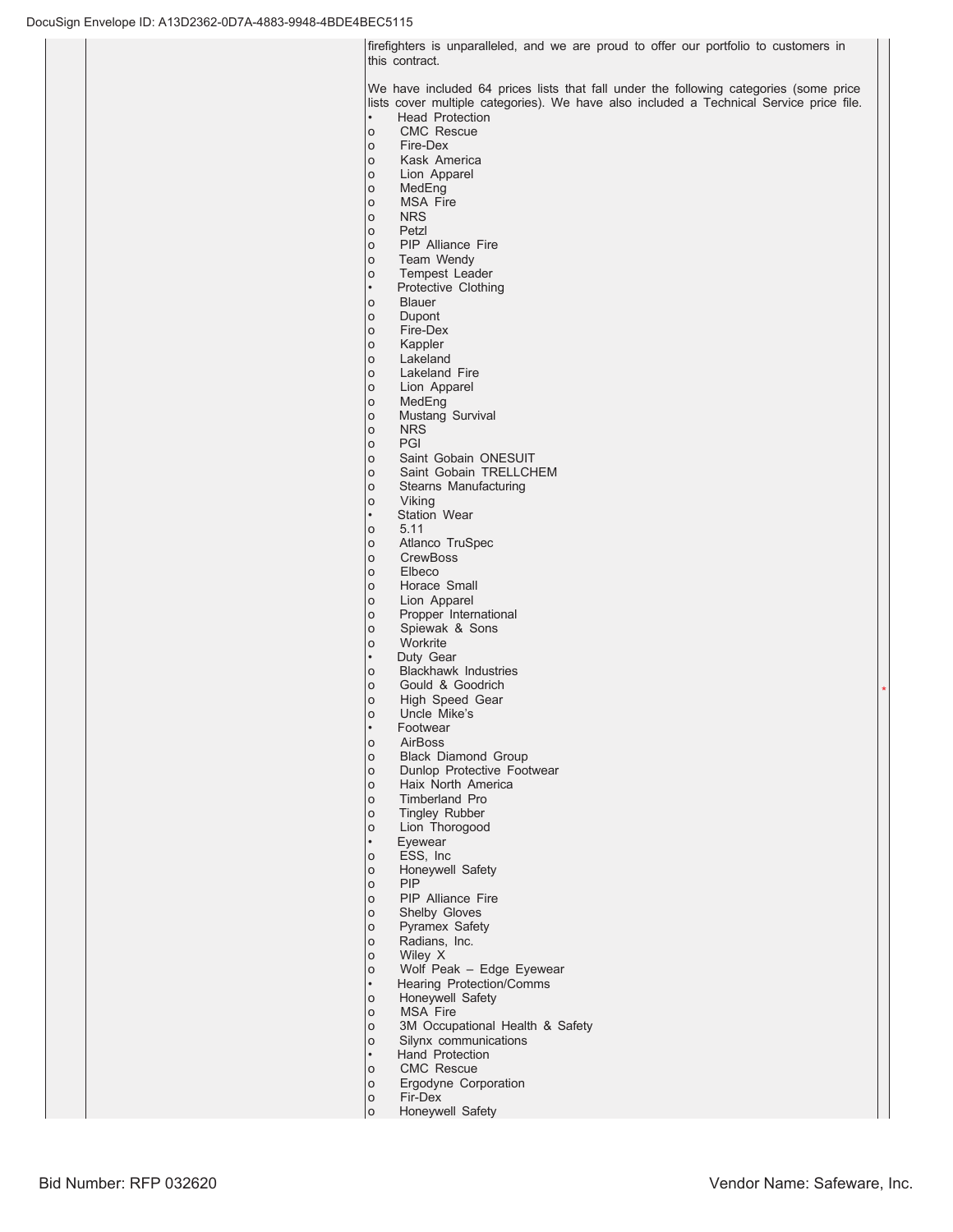firefighters is unparalleled, and we are proud to offer our portfolio to customers in this contract.

We have included 64 prices lists that fall under the following categories (some price lists cover multiple categories). We have also included a Technical Service price file.

- Head Protection
  - CMC Rescue
  - Fire-Dex
  - Kask America
  - Lion Apparel
  - MedEng
  - MSA Fire
  - NRS
  - Petzl
  - PIP Alliance Fire
  - Team Wendy
  - Tempest Leader
- Protective Clothing
  - Blauer
  - Dupont
  - Fire-Dex
  - Kappler
  - Lakeland
  - Lakeland Fire
  - Lion Apparel
  - MedEng
  - Mustang Survival
  - NRS
  - PGI
  - Saint Gobain ONESUIT
  - Saint Gobain TRELLCHEM
  - Stearns Manufacturing
  - Viking
- Station Wear
  - 5.11
  - Atlanco TruSpec
  - CrewBoss
  - Elbeco
  - Horace Small
  - Lion Apparel
  - Propper International
  - Spiewak & Sons
  - Workrite
- Duty Gear
  - Blackhawk Industries
  - Gould & Goodrich
  - High Speed Gear
  - Uncle Mike's
- Footwear
  - AirBoss
  - Black Diamond Group
  - Dunlop Protective Footwear
  - Haix North America
  - Timberland Pro
  - Tingley Rubber
  - Lion Thorogood
- Eyewear
  - ESS, Inc
  - Honeywell Safety
  - PIP
  - PIP Alliance Fire
  - Shelby Gloves
  - Pyramex Safety
  - Radians, Inc.
  - Wiley X
  - Wolf Peak – Edge Eyewear
- Hearing Protection/Comms
  - Honeywell Safety
  - MSA Fire
  - 3M Occupational Health & Safety
  - Silynx communications
- Hand Protection
  - CMC Rescue
  - Ergodyne Corporation
  - Fir-Dex
  - Honeywell Safety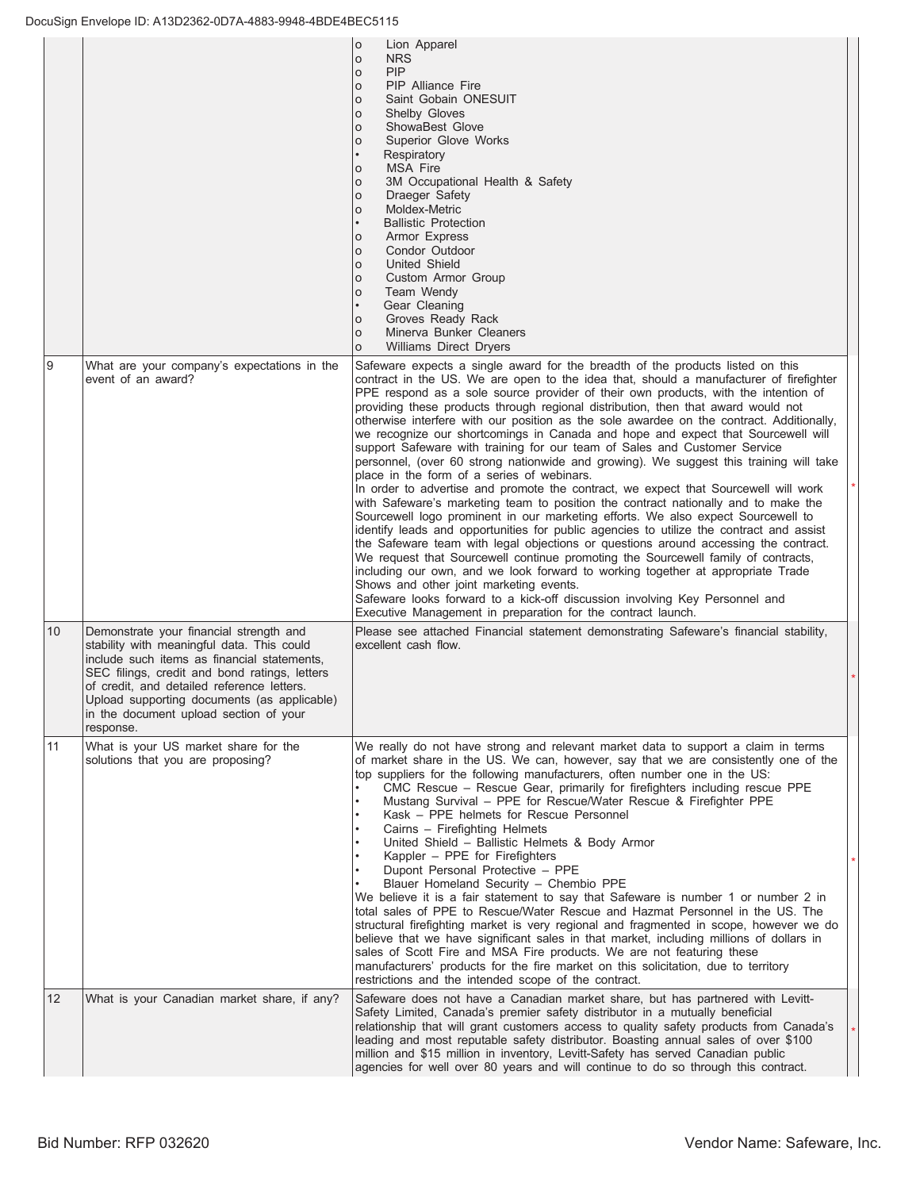| | | | |
|---|---|---|---|
| | | o Lion Apparel<br>o NRS<br>o PIP<br>o PIP Alliance Fire<br>o Saint Gobain ONESUIT<br>o Shelby Gloves<br>o ShowaBest Glove<br>o Superior Glove Works<br>• Respiratory<br>o MSA Fire<br>o 3M Occupational Health & Safety<br>o Draeger Safety<br>o Moldex-Metric<br>• Ballistic Protection<br>o Armor Express<br>o Condor Outdoor<br>o United Shield<br>o Custom Armor Group<br>o Team Wendy<br>• Gear Cleaning<br>o Groves Ready Rack<br>o Minerva Bunker Cleaners<br>o Williams Direct Dryers | |
| 9 | What are your company's expectations in the event of an award? | Safeware expects a single award for the breadth of the products listed on this contract in the US. We are open to the idea that, should a manufacturer of firefighter PPE respond as a sole source provider of their own products, with the intention of providing these products through regional distribution, then that award would not otherwise interfere with our position as the sole awardee on the contract. Additionally, we recognize our shortcomings in Canada and hope and expect that Sourcewell will support Safeware with training for our team of Sales and Customer Service personnel, (over 60 strong nationwide and growing). We suggest this training will take place in the form of a series of webinars.<br>In order to advertise and promote the contract, we expect that Sourcewell will work with Safeware's marketing team to position the contract nationally and to make the Sourcewell logo prominent in our marketing efforts. We also expect Sourcewell to identify leads and opportunities for public agencies to utilize the contract and assist the Safeware team with legal objections or questions around accessing the contract. We request that Sourcewell continue promoting the Sourcewell family of contracts, including our own, and we look forward to working together at appropriate Trade Shows and other joint marketing events.<br>Safeware looks forward to a kick-off discussion involving Key Personnel and Executive Management in preparation for the contract launch. | * |
| 10 | Demonstrate your financial strength and stability with meaningful data. This could include such items as financial statements, SEC filings, credit and bond ratings, letters of credit, and detailed reference letters. Upload supporting documents (as applicable) in the document upload section of your response. | Please see attached Financial statement demonstrating Safeware's financial stability, excellent cash flow. | * |
| 11 | What is your US market share for the solutions that you are proposing? | We really do not have strong and relevant market data to support a claim in terms of market share in the US. We can, however, say that we are consistently one of the top suppliers for the following manufacturers, often number one in the US:<br>• CMC Rescue – Rescue Gear, primarily for firefighters including rescue PPE<br>• Mustang Survival – PPE for Rescue/Water Rescue & Firefighter PPE<br>• Kask – PPE helmets for Rescue Personnel<br>• Cairns – Firefighting Helmets<br>• United Shield – Ballistic Helmets & Body Armor<br>• Kappler – PPE for Firefighters<br>• Dupont Personal Protective – PPE<br>• Blauer Homeland Security – Chembio PPE<br>We believe it is a fair statement to say that Safeware is number 1 or number 2 in total sales of PPE to Rescue/Water Rescue and Hazmat Personnel in the US. The structural firefighting market is very regional and fragmented in scope, however we do believe that we have significant sales in that market, including millions of dollars in sales of Scott Fire and MSA Fire products. We are not featuring these manufacturers' products for the fire market on this solicitation, due to territory restrictions and the intended scope of the contract. | * |
| 12 | What is your Canadian market share, if any? | Safeware does not have a Canadian market share, but has partnered with Levitt-Safety Limited, Canada's premier safety distributor in a mutually beneficial relationship that will grant customers access to quality safety products from Canada's leading and most reputable safety distributor. Boasting annual sales of over $100 million and $15 million in inventory, Levitt-Safety has served Canadian public agencies for well over 80 years and will continue to do so through this contract. | * |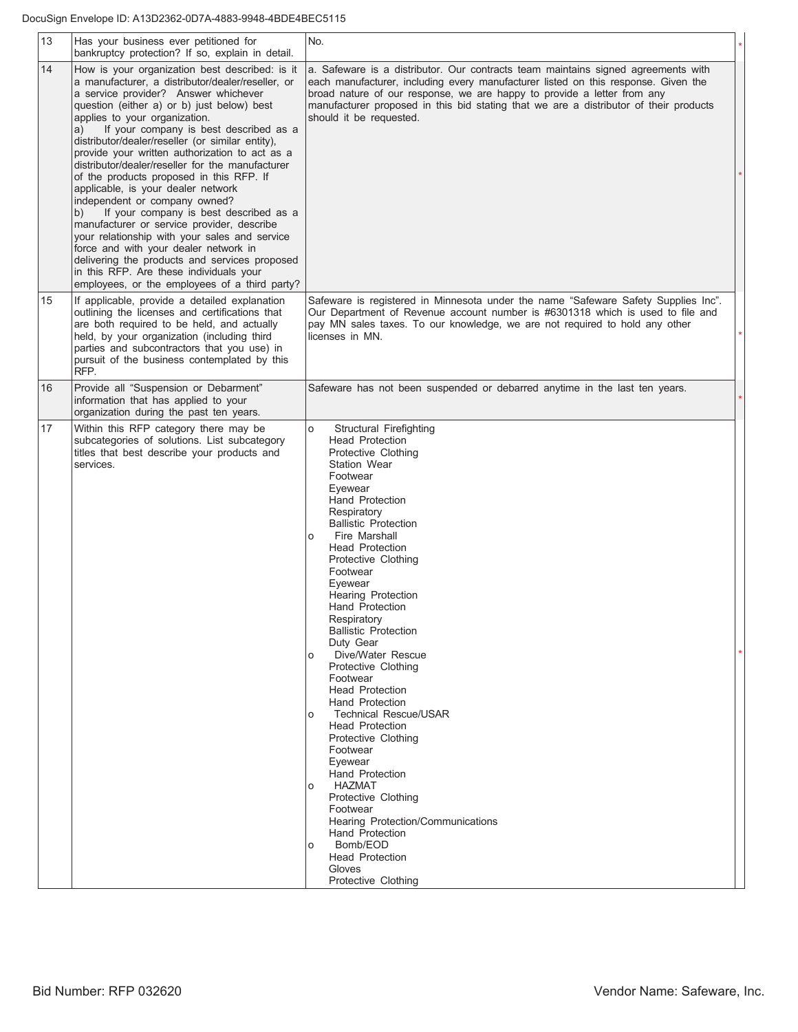| | | |
|---|---|---|
| 13 | Has your business ever petitioned for bankruptcy protection? If so, explain in detail. | No. |
| 14 | How is your organization best described: is it a manufacturer, a distributor/dealer/reseller, or a service provider? Answer whichever question (either a) or b) just below) best applies to your organization.<br>a) If your company is best described as a distributor/dealer/reseller (or similar entity), provide your written authorization to act as a distributor/dealer/reseller for the manufacturer of the products proposed in this RFP. If applicable, is your dealer network independent or company owned?<br>b) If your company is best described as a manufacturer or service provider, describe your relationship with your sales and service force and with your dealer network in delivering the products and services proposed in this RFP. Are these individuals your employees, or the employees of a third party? | a. Safeware is a distributor. Our contracts team maintains signed agreements with each manufacturer, including every manufacturer listed on this response. Given the broad nature of our response, we are happy to provide a letter from any manufacturer proposed in this bid stating that we are a distributor of their products should it be requested. |
| 15 | If applicable, provide a detailed explanation outlining the licenses and certifications that are both required to be held, and actually held, by your organization (including third parties and subcontractors that you use) in pursuit of the business contemplated by this RFP. | Safeware is registered in Minnesota under the name "Safeware Safety Supplies Inc". Our Department of Revenue account number is #6301318 which is used to file and pay MN sales taxes. To our knowledge, we are not required to hold any other licenses in MN. |
| 16 | Provide all "Suspension or Debarment" information that has applied to your organization during the past ten years. | Safeware has not been suspended or debarred anytime in the last ten years. |
| 17 | Within this RFP category there may be subcategories of solutions. List subcategory titles that best describe your products and services. | o Structural Firefighting<br>Head Protection<br>Protective Clothing<br>Station Wear<br>Footwear<br>Eyewear<br>Hand Protection<br>Respiratory<br>Ballistic Protection<br>o Fire Marshall<br>Head Protection<br>Protective Clothing<br>Footwear<br>Eyewear<br>Hearing Protection<br>Hand Protection<br>Respiratory<br>Ballistic Protection<br>Duty Gear<br>o Dive/Water Rescue<br>Protective Clothing<br>Footwear<br>Head Protection<br>Hand Protection<br>o Technical Rescue/USAR<br>Head Protection<br>Protective Clothing<br>Footwear<br>Eyewear<br>Hand Protection<br>o HAZMAT<br>Protective Clothing<br>Footwear<br>Hearing Protection/Communications<br>Hand Protection<br>o Bomb/EOD<br>Head Protection<br>Gloves<br>Protective Clothing |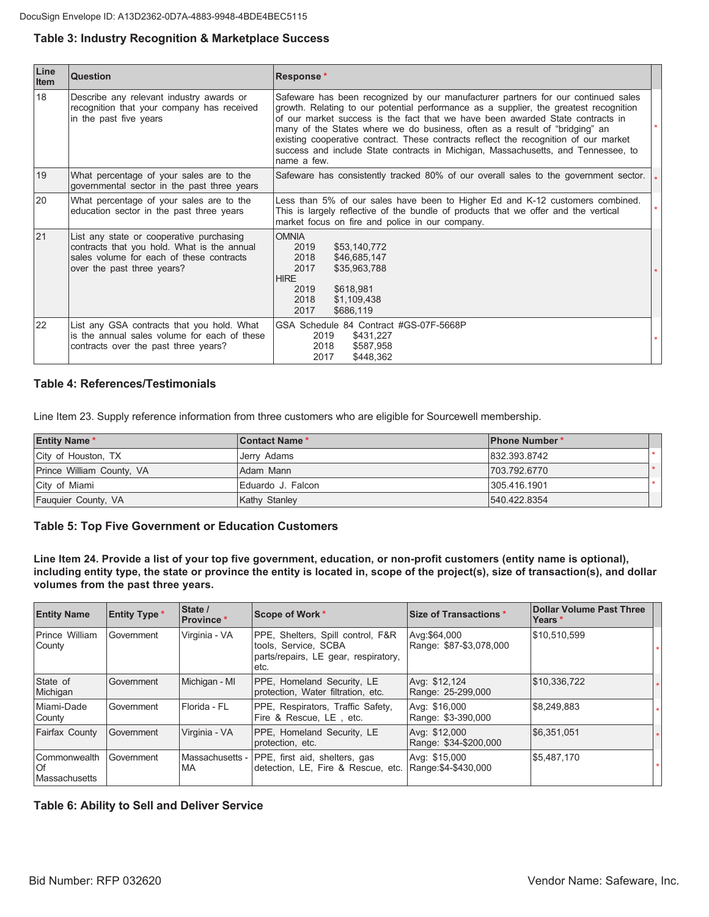## Table 3: Industry Recognition & Marketplace Success

| Line Item | Question | Response * | |
|---|---|---|---|
| 18 | Describe any relevant industry awards or recognition that your company has received in the past five years | Safeware has been recognized by our manufacturer partners for our continued sales growth. Relating to our potential performance as a supplier, the greatest recognition of our market success is the fact that we have been awarded State contracts in many of the States where we do business, often as a result of "bridging" an existing cooperative contract. These contracts reflect the recognition of our market success and include State contracts in Michigan, Massachusetts, and Tennessee, to name a few. | * |
| 19 | What percentage of your sales are to the governmental sector in the past three years | Safeware has consistently tracked 80% of our overall sales to the government sector. | * |
| 20 | What percentage of your sales are to the education sector in the past three years | Less than 5% of our sales have been to Higher Ed and K-12 customers combined. This is largely reflective of the bundle of products that we offer and the vertical market focus on fire and police in our company. | * |
| 21 | List any state or cooperative purchasing contracts that you hold. What is the annual sales volume for each of these contracts over the past three years? | OMNIA<br>2019 $53,140,772<br>2018 $46,685,147<br>2017 $35,963,788<br>HIRE<br>2019 $618,981<br>2018 $1,109,438<br>2017 $686,119 | * |
| 22 | List any GSA contracts that you hold. What is the annual sales volume for each of these contracts over the past three years? | GSA Schedule 84 Contract #GS-07F-5668P<br>2019 $431,227<br>2018 $587,958<br>2017 $448,362 | * |

## Table 4: References/Testimonials

Line Item 23. Supply reference information from three customers who are eligible for Sourcewell membership.

| Entity Name * | Contact Name * | Phone Number * | |
|---|---|---|---|
| City of Houston, TX | Jerry Adams | 832.393.8742 | * |
| Prince William County, VA | Adam Mann | 703.792.6770 | * |
| City of Miami | Eduardo J. Falcon | 305.416.1901 | * |
| Fauquier County, VA | Kathy Stanley | 540.422.8354 | |

## Table 5: Top Five Government or Education Customers

**Line Item 24. Provide a list of your top five government, education, or non-profit customers (entity name is optional), including entity type, the state or province the entity is located in, scope of the project(s), size of transaction(s), and dollar volumes from the past three years.**

| Entity Name | Entity Type * | State / Province * | Scope of Work * | Size of Transactions * | Dollar Volume Past Three Years * | |
|---|---|---|---|---|---|---|
| Prince William County | Government | Virginia - VA | PPE, Shelters, Spill control, F&R tools, Service, SCBA parts/repairs, LE gear, respiratory, etc. | Avg:$64,000<br>Range: $87-$3,078,000 | $10,510,599 | * |
| State of Michigan | Government | Michigan - MI | PPE, Homeland Security, LE protection, Water filtration, etc. | Avg: $12,124<br>Range: 25-299,000 | $10,336,722 | * |
| Miami-Dade County | Government | Florida - FL | PPE, Respirators, Traffic Safety, Fire & Rescue, LE , etc. | Avg: $16,000<br>Range: $3-390,000 | $8,249,883 | * |
| Fairfax County | Government | Virginia - VA | PPE, Homeland Security, LE protection, etc. | Avg: $12,000<br>Range: $34-$200,000 | $6,351,051 | * |
| Commonwealth Of Massachusetts | Government | Massachusetts - MA | PPE, first aid, shelters, gas detection, LE, Fire & Rescue, etc. | Avg: $15,000<br>Range:$4-$430,000 | $5,487,170 | * |

## Table 6: Ability to Sell and Deliver Service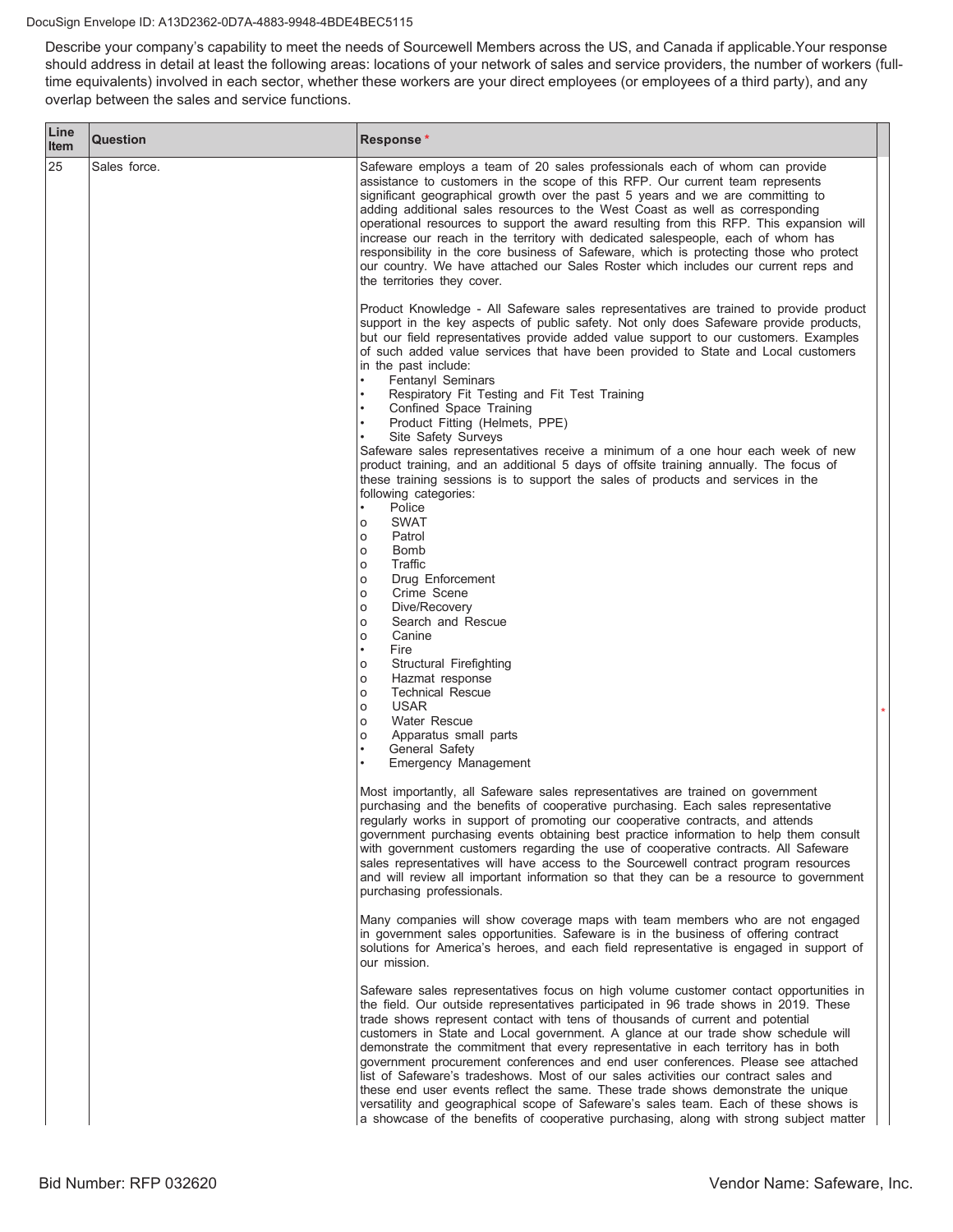Describe your company's capability to meet the needs of Sourcewell Members across the US, and Canada if applicable.Your response should address in detail at least the following areas: locations of your network of sales and service providers, the number of workers (full-time equivalents) involved in each sector, whether these workers are your direct employees (or employees of a third party), and any overlap between the sales and service functions.

| Line Item | Question | Response * |
|---|---|---|
| 25 | Sales force. | Safeware employs a team of 20 sales professionals each of whom can provide assistance to customers in the scope of this RFP. Our current team represents significant geographical growth over the past 5 years and we are committing to adding additional sales resources to the West Coast as well as corresponding operational resources to support the award resulting from this RFP. This expansion will increase our reach in the territory with dedicated salespeople, each of whom has responsibility in the core business of Safeware, which is protecting those who protect our country. We have attached our Sales Roster which includes our current reps and the territories they cover.<br><br>Product Knowledge - All Safeware sales representatives are trained to provide product support in the key aspects of public safety. Not only does Safeware provide products, but our field representatives provide added value support to our customers. Examples of such added value services that have been provided to State and Local customers in the past include:<br>• Fentanyl Seminars<br>• Respiratory Fit Testing and Fit Test Training<br>• Confined Space Training<br>• Product Fitting (Helmets, PPE)<br>• Site Safety Surveys<br>Safeware sales representatives receive a minimum of a one hour each week of new product training, and an additional 5 days of offsite training annually. The focus of these training sessions is to support the sales of products and services in the following categories:<br>• Police<br>o SWAT<br>o Patrol<br>o Bomb<br>o Traffic<br>o Drug Enforcement<br>o Crime Scene<br>o Dive/Recovery<br>o Search and Rescue<br>o Canine<br>• Fire<br>o Structural Firefighting<br>o Hazmat response<br>o Technical Rescue<br>o USAR<br>o Water Rescue<br>o Apparatus small parts<br>• General Safety<br>• Emergency Management<br><br>Most importantly, all Safeware sales representatives are trained on government purchasing and the benefits of cooperative purchasing. Each sales representative regularly works in support of promoting our cooperative contracts, and attends government purchasing events obtaining best practice information to help them consult with government customers regarding the use of cooperative contracts. All Safeware sales representatives will have access to the Sourcewell contract program resources and will review all important information so that they can be a resource to government purchasing professionals.<br><br>Many companies will show coverage maps with team members who are not engaged in government sales opportunities. Safeware is in the business of offering contract solutions for America's heroes, and each field representative is engaged in support of our mission.<br><br>Safeware sales representatives focus on high volume customer contact opportunities in the field. Our outside representatives participated in 96 trade shows in 2019. These trade shows represent contact with tens of thousands of current and potential customers in State and Local government. A glance at our trade show schedule will demonstrate the commitment that every representative in each territory has in both government procurement conferences and end user conferences. Please see attached list of Safeware's tradeshows. Most of our sales activities our contract sales and these end user events reflect the same. These trade shows demonstrate the unique versatility and geographical scope of Safeware's sales team. Each of these shows is a showcase of the benefits of cooperative purchasing, along with strong subject matter |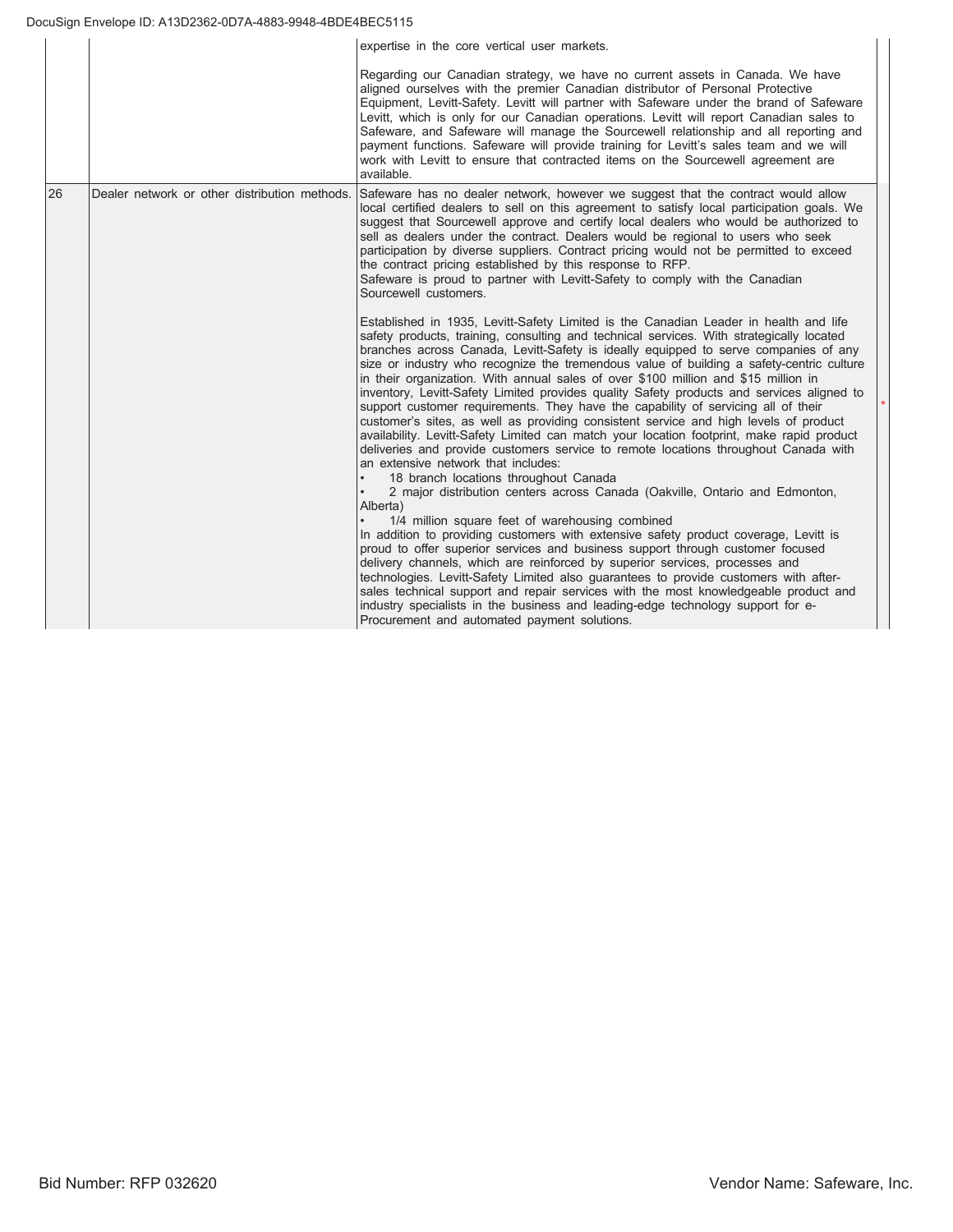| | | |
|---|---|---|
| | | expertise in the core vertical user markets.<br><br>Regarding our Canadian strategy, we have no current assets in Canada. We have aligned ourselves with the premier Canadian distributor of Personal Protective Equipment, Levitt-Safety. Levitt will partner with Safeware under the brand of Safeware Levitt, which is only for our Canadian operations. Levitt will report Canadian sales to Safeware, and Safeware will manage the Sourcewell relationship and all reporting and payment functions. Safeware will provide training for Levitt's sales team and we will work with Levitt to ensure that contracted items on the Sourcewell agreement are available. |
| 26 | Dealer network or other distribution methods. | Safeware has no dealer network, however we suggest that the contract would allow local certified dealers to sell on this agreement to satisfy local participation goals. We suggest that Sourcewell approve and certify local dealers who would be authorized to sell as dealers under the contract. Dealers would be regional to users who seek participation by diverse suppliers. Contract pricing would not be permitted to exceed the contract pricing established by this response to RFP.<br>Safeware is proud to partner with Levitt-Safety to comply with the Canadian Sourcewell customers.<br><br>Established in 1935, Levitt-Safety Limited is the Canadian Leader in health and life safety products, training, consulting and technical services. With strategically located branches across Canada, Levitt-Safety is ideally equipped to serve companies of any size or industry who recognize the tremendous value of building a safety-centric culture in their organization. With annual sales of over $100 million and $15 million in inventory, Levitt-Safety Limited provides quality Safety products and services aligned to support customer requirements. They have the capability of servicing all of their customer's sites, as well as providing consistent service and high levels of product availability. Levitt-Safety Limited can match your location footprint, make rapid product deliveries and provide customers service to remote locations throughout Canada with an extensive network that includes:<br>• 18 branch locations throughout Canada<br>• 2 major distribution centers across Canada (Oakville, Ontario and Edmonton, Alberta)<br>• 1/4 million square feet of warehousing combined<br>In addition to providing customers with extensive safety product coverage, Levitt is proud to offer superior services and business support through customer focused delivery channels, which are reinforced by superior services, processes and technologies. Levitt-Safety Limited also guarantees to provide customers with after-sales technical support and repair services with the most knowledgeable product and industry specialists in the business and leading-edge technology support for e-Procurement and automated payment solutions. |

Bid Number: RFP 032620 | Vendor Name: Safeware, Inc.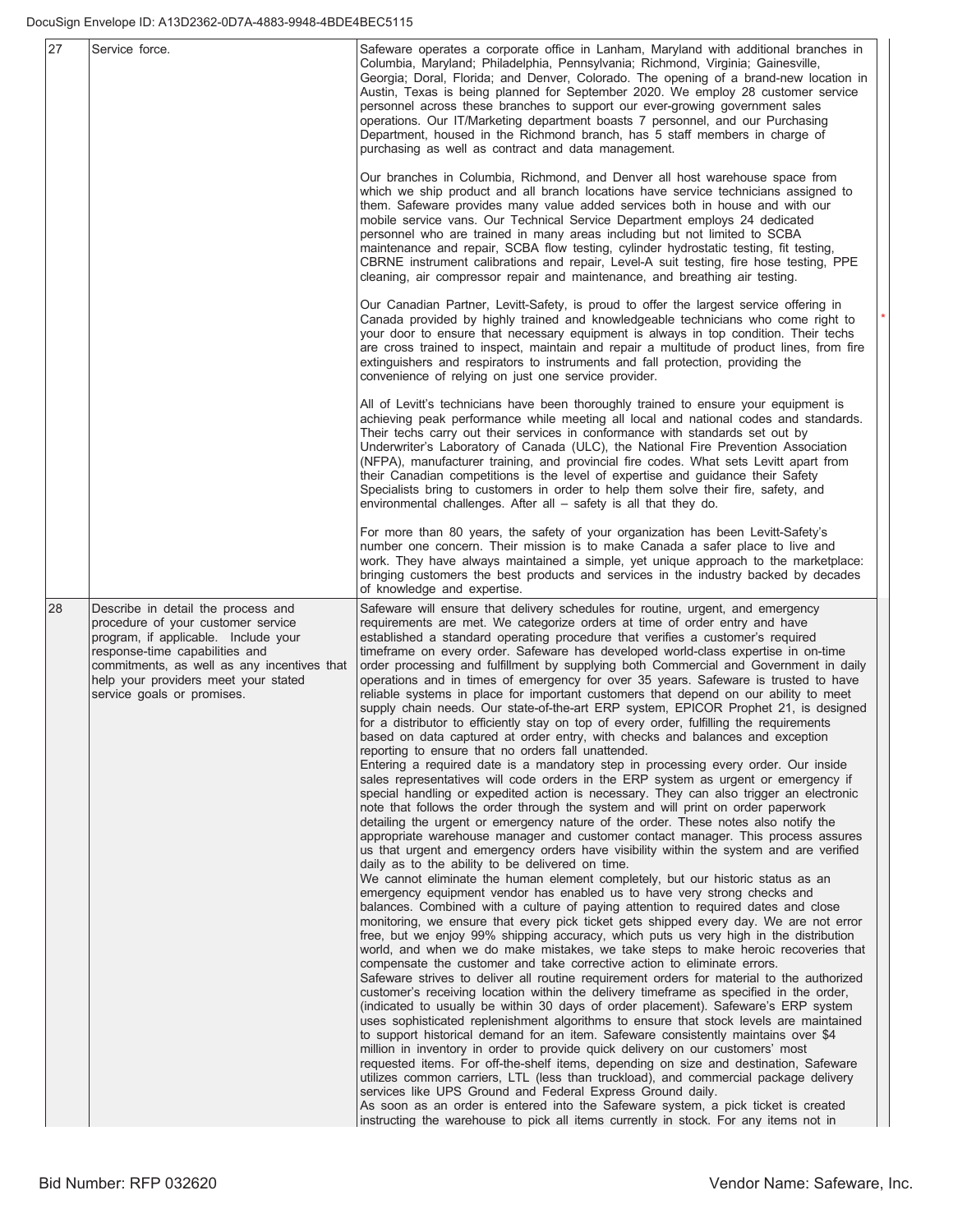| | | |
|---|---|---|
| 27 | Service force. | Safeware operates a corporate office in Lanham, Maryland with additional branches in Columbia, Maryland; Philadelphia, Pennsylvania; Richmond, Virginia; Gainesville, Georgia; Doral, Florida; and Denver, Colorado. The opening of a brand-new location in Austin, Texas is being planned for September 2020. We employ 28 customer service personnel across these branches to support our ever-growing government sales operations. Our IT/Marketing department boasts 7 personnel, and our Purchasing Department, housed in the Richmond branch, has 5 staff members in charge of purchasing as well as contract and data management.<br><br>Our branches in Columbia, Richmond, and Denver all host warehouse space from which we ship product and all branch locations have service technicians assigned to them. Safeware provides many value added services both in house and with our mobile service vans. Our Technical Service Department employs 24 dedicated personnel who are trained in many areas including but not limited to SCBA maintenance and repair, SCBA flow testing, cylinder hydrostatic testing, fit testing, CBRNE instrument calibrations and repair, Level-A suit testing, fire hose testing, PPE cleaning, air compressor repair and maintenance, and breathing air testing.<br><br>Our Canadian Partner, Levitt-Safety, is proud to offer the largest service offering in Canada provided by highly trained and knowledgeable technicians who come right to your door to ensure that necessary equipment is always in top condition. Their techs are cross trained to inspect, maintain and repair a multitude of product lines, from fire extinguishers and respirators to instruments and fall protection, providing the convenience of relying on just one service provider.<br><br>All of Levitt's technicians have been thoroughly trained to ensure your equipment is achieving peak performance while meeting all local and national codes and standards. Their techs carry out their services in conformance with standards set out by Underwriter's Laboratory of Canada (ULC), the National Fire Prevention Association (NFPA), manufacturer training, and provincial fire codes. What sets Levitt apart from their Canadian competitions is the level of expertise and guidance their Safety Specialists bring to customers in order to help them solve their fire, safety, and environmental challenges. After all – safety is all that they do.<br><br>For more than 80 years, the safety of your organization has been Levitt-Safety's number one concern. Their mission is to make Canada a safer place to live and work. They have always maintained a simple, yet unique approach to the marketplace: bringing customers the best products and services in the industry backed by decades of knowledge and expertise. |
| 28 | Describe in detail the process and procedure of your customer service program, if applicable. Include your response-time capabilities and commitments, as well as any incentives that help your providers meet your stated service goals or promises. | Safeware will ensure that delivery schedules for routine, urgent, and emergency requirements are met. We categorize orders at time of order entry and have established a standard operating procedure that verifies a customer's required timeframe on every order. Safeware has developed world-class expertise in on-time order processing and fulfillment by supplying both Commercial and Government in daily operations and in times of emergency for over 35 years. Safeware is trusted to have reliable systems in place for important customers that depend on our ability to meet supply chain needs. Our state-of-the-art ERP system, EPICOR Prophet 21, is designed for a distributor to efficiently stay on top of every order, fulfilling the requirements based on data captured at order entry, with checks and balances and exception reporting to ensure that no orders fall unattended.<br>Entering a required date is a mandatory step in processing every order. Our inside sales representatives will code orders in the ERP system as urgent or emergency if special handling or expedited action is necessary. They can also trigger an electronic note that follows the order through the system and will print on order paperwork detailing the urgent or emergency nature of the order. These notes also notify the appropriate warehouse manager and customer contact manager. This process assures us that urgent and emergency orders have visibility within the system and are verified daily as to the ability to be delivered on time.<br>We cannot eliminate the human element completely, but our historic status as an emergency equipment vendor has enabled us to have very strong checks and balances. Combined with a culture of paying attention to required dates and close monitoring, we ensure that every pick ticket gets shipped every day. We are not error free, but we enjoy 99% shipping accuracy, which puts us very high in the distribution world, and when we do make mistakes, we take steps to make heroic recoveries that compensate the customer and take corrective action to eliminate errors.<br>Safeware strives to deliver all routine requirement orders for material to the authorized customer's receiving location within the delivery timeframe as specified in the order, (indicated to usually be within 30 days of order placement). Safeware's ERP system uses sophisticated replenishment algorithms to ensure that stock levels are maintained to support historical demand for an item. Safeware consistently maintains over $4 million in inventory in order to provide quick delivery on our customers' most requested items. For off-the-shelf items, depending on size and destination, Safeware utilizes common carriers, LTL (less than truckload), and commercial package delivery services like UPS Ground and Federal Express Ground daily.<br>As soon as an order is entered into the Safeware system, a pick ticket is created instructing the warehouse to pick all items currently in stock. For any items not in |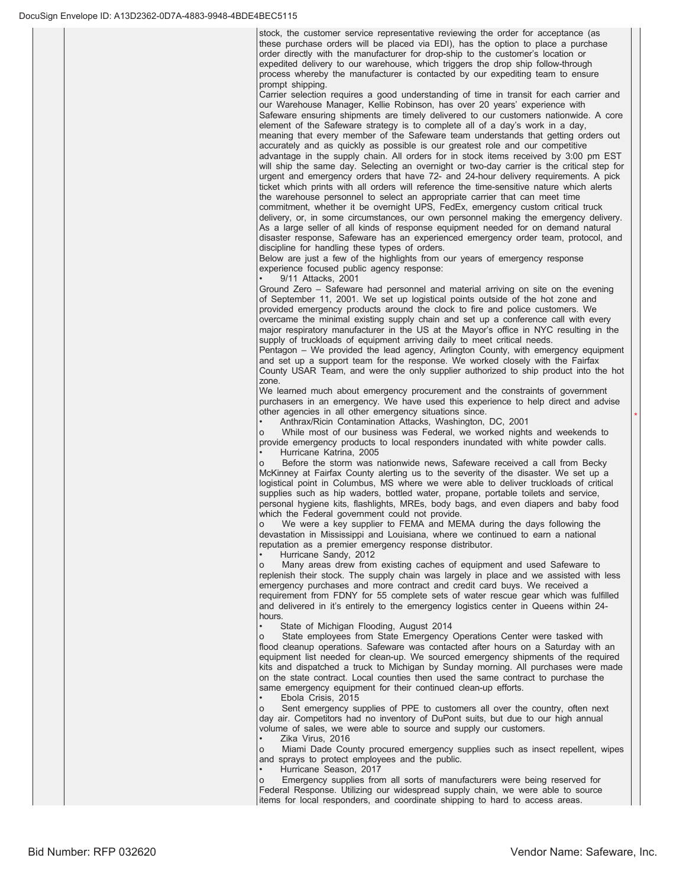stock, the customer service representative reviewing the order for acceptance (as these purchase orders will be placed via EDI), has the option to place a purchase order directly with the manufacturer for drop-ship to the customer's location or expedited delivery to our warehouse, which triggers the drop ship follow-through process whereby the manufacturer is contacted by our expediting team to ensure prompt shipping.

Carrier selection requires a good understanding of time in transit for each carrier and our Warehouse Manager, Kellie Robinson, has over 20 years' experience with Safeware ensuring shipments are timely delivered to our customers nationwide. A core element of the Safeware strategy is to complete all of a day's work in a day, meaning that every member of the Safeware team understands that getting orders out accurately and as quickly as possible is our greatest role and our competitive advantage in the supply chain. All orders for in stock items received by 3:00 pm EST will ship the same day. Selecting an overnight or two-day carrier is the critical step for urgent and emergency orders that have 72- and 24-hour delivery requirements. A pick ticket which prints with all orders will reference the time-sensitive nature which alerts the warehouse personnel to select an appropriate carrier that can meet time commitment, whether it be overnight UPS, FedEx, emergency custom critical truck delivery, or, in some circumstances, our own personnel making the emergency delivery. As a large seller of all kinds of response equipment needed for on demand natural disaster response, Safeware has an experienced emergency order team, protocol, and discipline for handling these types of orders.

Below are just a few of the highlights from our years of emergency response experience focused public agency response:

- 9/11 Attacks, 2001

Ground Zero – Safeware had personnel and material arriving on site on the evening of September 11, 2001. We set up logistical points outside of the hot zone and provided emergency products around the clock to fire and police customers. We overcame the minimal existing supply chain and set up a conference call with every major respiratory manufacturer in the US at the Mayor's office in NYC resulting in the supply of truckloads of equipment arriving daily to meet critical needs.

Pentagon – We provided the lead agency, Arlington County, with emergency equipment and set up a support team for the response. We worked closely with the Fairfax County USAR Team, and were the only supplier authorized to ship product into the hot zone.

We learned much about emergency procurement and the constraints of government purchasers in an emergency. We have used this experience to help direct and advise other agencies in all other emergency situations since.

- Anthrax/Ricin Contamination Attacks, Washington, DC, 2001
  - o While most of our business was Federal, we worked nights and weekends to provide emergency products to local responders inundated with white powder calls.
- Hurricane Katrina, 2005
  - o Before the storm was nationwide news, Safeware received a call from Becky McKinney at Fairfax County alerting us to the severity of the disaster. We set up a logistical point in Columbus, MS where we were able to deliver truckloads of critical supplies such as hip waders, bottled water, propane, portable toilets and service, personal hygiene kits, flashlights, MREs, body bags, and even diapers and baby food which the Federal government could not provide.
  - o We were a key supplier to FEMA and MEMA during the days following the devastation in Mississippi and Louisiana, where we continued to earn a national reputation as a premier emergency response distributor.
- Hurricane Sandy, 2012
  - o Many areas drew from existing caches of equipment and used Safeware to replenish their stock. The supply chain was largely in place and we assisted with less emergency purchases and more contract and credit card buys. We received a requirement from FDNY for 55 complete sets of water rescue gear which was fulfilled and delivered in it's entirely to the emergency logistics center in Queens within 24-hours.
- State of Michigan Flooding, August 2014
  - o State employees from State Emergency Operations Center were tasked with flood cleanup operations. Safeware was contacted after hours on a Saturday with an equipment list needed for clean-up. We sourced emergency shipments of the required kits and dispatched a truck to Michigan by Sunday morning. All purchases were made on the state contract. Local counties then used the same contract to purchase the same emergency equipment for their continued clean-up efforts.
- Ebola Crisis, 2015
  - o Sent emergency supplies of PPE to customers all over the country, often next day air. Competitors had no inventory of DuPont suits, but due to our high annual volume of sales, we were able to source and supply our customers.
- Zika Virus, 2016
  - o Miami Dade County procured emergency supplies such as insect repellent, wipes and sprays to protect employees and the public.
- Hurricane Season, 2017
  - o Emergency supplies from all sorts of manufacturers were being reserved for Federal Response. Utilizing our widespread supply chain, we were able to source items for local responders, and coordinate shipping to hard to access areas.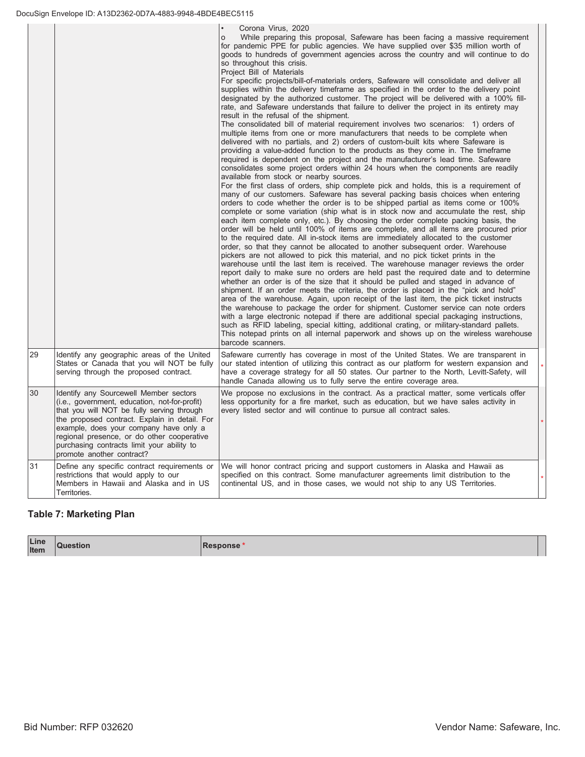|  |  | • Corona Virus, 2020<br>o While preparing this proposal, Safeware has been facing a massive requirement for pandemic PPE for public agencies. We have supplied over $35 million worth of goods to hundreds of government agencies across the country and will continue to do so throughout this crisis.<br>Project Bill of Materials<br>For specific projects/bill-of-materials orders, Safeware will consolidate and deliver all supplies within the delivery timeframe as specified in the order to the delivery point designated by the authorized customer. The project will be delivered with a 100% fill-rate, and Safeware understands that failure to deliver the project in its entirety may result in the refusal of the shipment.<br>The consolidated bill of material requirement involves two scenarios: 1) orders of multiple items from one or more manufacturers that needs to be complete when delivered with no partials, and 2) orders of custom-built kits where Safeware is providing a value-added function to the products as they come in. The timeframe required is dependent on the project and the manufacturer's lead time. Safeware consolidates some project orders within 24 hours when the components are readily available from stock or nearby sources.<br>For the first class of orders, ship complete pick and holds, this is a requirement of many of our customers. Safeware has several packing basis choices when entering orders to code whether the order is to be shipped partial as items come or 100% complete or some variation (ship what is in stock now and accumulate the rest, ship each item complete only, etc.). By choosing the order complete packing basis, the order will be held until 100% of items are complete, and all items are procured prior to the required date. All in-stock items are immediately allocated to the customer order, so that they cannot be allocated to another subsequent order. Warehouse pickers are not allowed to pick this material, and no pick ticket prints in the warehouse until the last item is received. The warehouse manager reviews the order report daily to make sure no orders are held past the required date and to determine whether an order is of the size that it should be pulled and staged in advance of shipment. If an order meets the criteria, the order is placed in the "pick and hold" area of the warehouse. Again, upon receipt of the last item, the pick ticket instructs the warehouse to package the order for shipment. Customer service can note orders with a large electronic notepad if there are additional special packaging instructions, such as RFID labeling, special kitting, additional crating, or military-standard pallets. This notepad prints on all internal paperwork and shows up on the wireless warehouse barcode scanners. |  |
| --- | --- | --- | --- |
| 29 | Identify any geographic areas of the United States or Canada that you will NOT be fully serving through the proposed contract. | Safeware currently has coverage in most of the United States. We are transparent in our stated intention of utilizing this contract as our platform for western expansion and have a coverage strategy for all 50 states. Our partner to the North, Levitt-Safety, will handle Canada allowing us to fully serve the entire coverage area. | * |
| 30 | Identify any Sourcewell Member sectors (i.e., government, education, not-for-profit) that you will NOT be fully serving through the proposed contract. Explain in detail. For example, does your company have only a regional presence, or do other cooperative purchasing contracts limit your ability to promote another contract? | We propose no exclusions in the contract. As a practical matter, some verticals offer less opportunity for a fire market, such as education, but we have sales activity in every listed sector and will continue to pursue all contract sales. | * |
| 31 | Define any specific contract requirements or restrictions that would apply to our Members in Hawaii and Alaska and in US Territories. | We will honor contract pricing and support customers in Alaska and Hawaii as specified on this contract. Some manufacturer agreements limit distribution to the continental US, and in those cases, we would not ship to any US Territories. | * |

### Table 7: Marketing Plan

| Line Item | Question | Response * |  |
| --- | --- | --- | --- |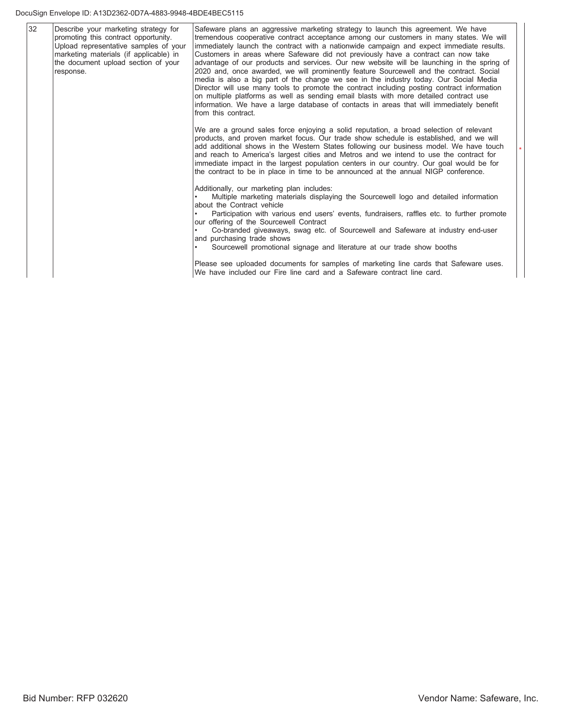| 32 | Describe your marketing strategy for promoting this contract opportunity. Upload representative samples of your marketing materials (if applicable) in the document upload section of your response. | Safeware plans an aggressive marketing strategy to launch this agreement. We have tremendous cooperative contract acceptance among our customers in many states. We will immediately launch the contract with a nationwide campaign and expect immediate results. Customers in areas where Safeware did not previously have a contract can now take advantage of our products and services. Our new website will be launching in the spring of 2020 and, once awarded, we will prominently feature Sourcewell and the contract. Social media is also a big part of the change we see in the industry today. Our Social Media Director will use many tools to promote the contract including posting contract information on multiple platforms as well as sending email blasts with more detailed contract use information. We have a large database of contacts in areas that will immediately benefit from this contract.<br><br>We are a ground sales force enjoying a solid reputation, a broad selection of relevant products, and proven market focus. Our trade show schedule is established, and we will add additional shows in the Western States following our business model. We have touch and reach to America's largest cities and Metros and we intend to use the contract for immediate impact in the largest population centers in our country. Our goal would be for the contract to be in place in time to be announced at the annual NIGP conference.<br><br>Additionally, our marketing plan includes:<br>• Multiple marketing materials displaying the Sourcewell logo and detailed information about the Contract vehicle<br>• Participation with various end users' events, fundraisers, raffles etc. to further promote our offering of the Sourcewell Contract<br>• Co-branded giveaways, swag etc. of Sourcewell and Safeware at industry end-user and purchasing trade shows<br>• Sourcewell promotional signage and literature at our trade show booths<br><br>Please see uploaded documents for samples of marketing line cards that Safeware uses. We have included our Fire line card and a Safeware contract line card. | * |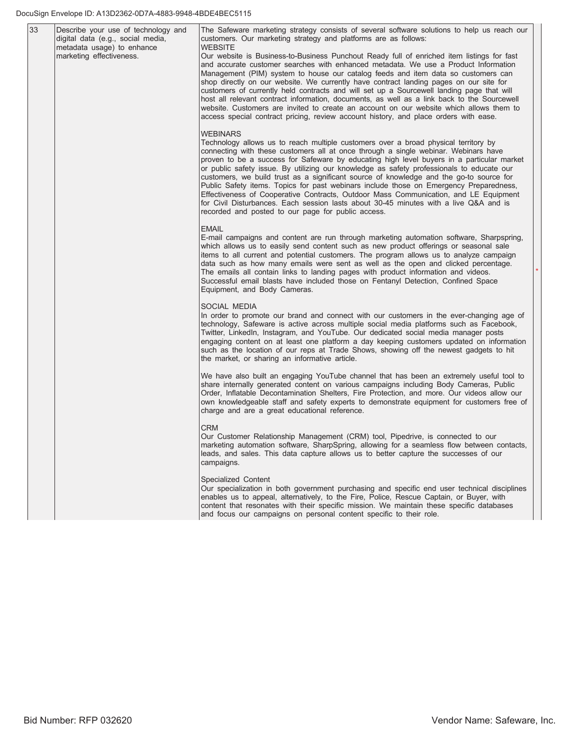| 33 | Describe your use of technology and digital data (e.g., social media, metadata usage) to enhance marketing effectiveness. | The Safeware marketing strategy consists of several software solutions to help us reach our customers. Our marketing strategy and platforms are as follows:<br>WEBSITE<br>Our website is Business-to-Business Punchout Ready full of enriched item listings for fast and accurate customer searches with enhanced metadata. We use a Product Information Management (PIM) system to house our catalog feeds and item data so customers can shop directly on our website. We currently have contract landing pages on our site for customers of currently held contracts and will set up a Sourcewell landing page that will host all relevant contract information, documents, as well as a link back to the Sourcewell website. Customers are invited to create an account on our website which allows them to access special contract pricing, review account history, and place orders with ease.<br><br>WEBINARS<br>Technology allows us to reach multiple customers over a broad physical territory by connecting with these customers all at once through a single webinar. Webinars have proven to be a success for Safeware by educating high level buyers in a particular market or public safety issue. By utilizing our knowledge as safety professionals to educate our customers, we build trust as a significant source of knowledge and the go-to source for Public Safety items. Topics for past webinars include those on Emergency Preparedness, Effectiveness of Cooperative Contracts, Outdoor Mass Communication, and LE Equipment for Civil Disturbances. Each session lasts about 30-45 minutes with a live Q&A and is recorded and posted to our page for public access.<br><br>EMAIL<br>E-mail campaigns and content are run through marketing automation software, Sharpspring, which allows us to easily send content such as new product offerings or seasonal sale items to all current and potential customers. The program allows us to analyze campaign data such as how many emails were sent as well as the open and clicked percentage. The emails all contain links to landing pages with product information and videos. Successful email blasts have included those on Fentanyl Detection, Confined Space Equipment, and Body Cameras.<br><br>SOCIAL MEDIA<br>In order to promote our brand and connect with our customers in the ever-changing age of technology, Safeware is active across multiple social media platforms such as Facebook, Twitter, LinkedIn, Instagram, and YouTube. Our dedicated social media manager posts engaging content on at least one platform a day keeping customers updated on information such as the location of our reps at Trade Shows, showing off the newest gadgets to hit the market, or sharing an informative article.<br><br>We have also built an engaging YouTube channel that has been an extremely useful tool to share internally generated content on various campaigns including Body Cameras, Public Order, Inflatable Decontamination Shelters, Fire Protection, and more. Our videos allow our own knowledgeable staff and safety experts to demonstrate equipment for customers free of charge and are a great educational reference.<br><br>CRM<br>Our Customer Relationship Management (CRM) tool, Pipedrive, is connected to our marketing automation software, SharpSpring, allowing for a seamless flow between contacts, leads, and sales. This data capture allows us to better capture the successes of our campaigns.<br><br>Specialized Content<br>Our specialization in both government purchasing and specific end user technical disciplines enables us to appeal, alternatively, to the Fire, Police, Rescue Captain, or Buyer, with content that resonates with their specific mission. We maintain these specific databases and focus our campaigns on personal content specific to their role. | * |
|---|---|---|---|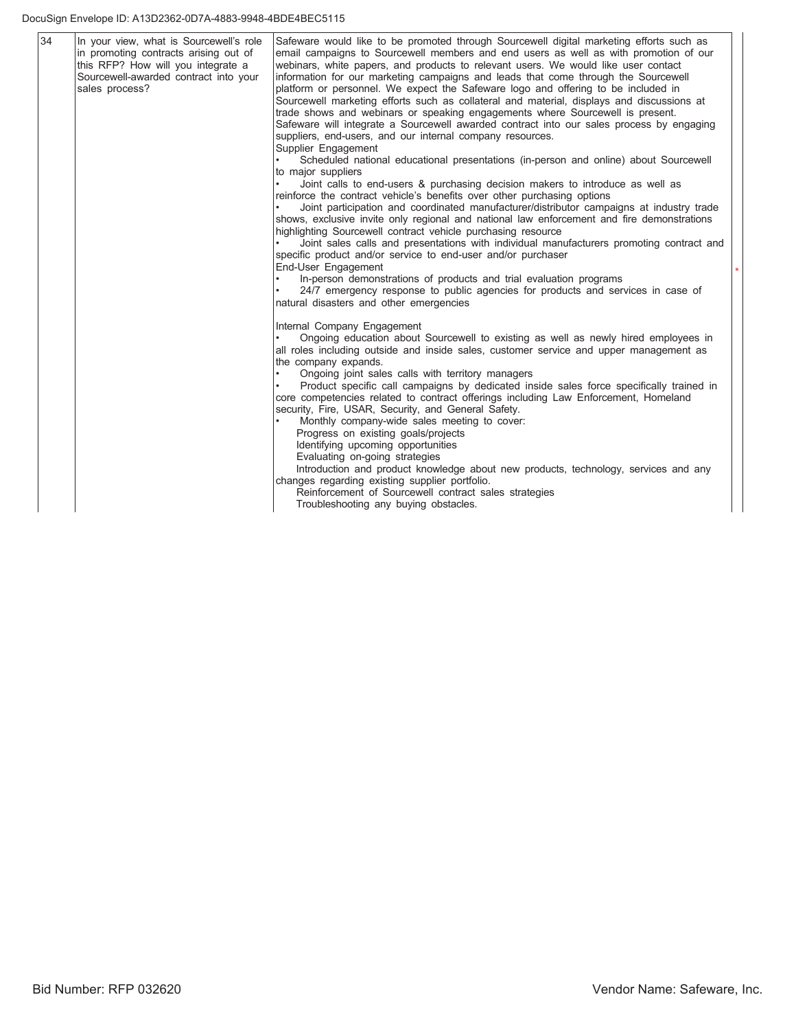| 34 | In your view, what is Sourcewell's role in promoting contracts arising out of this RFP? How will you integrate a Sourcewell-awarded contract into your sales process? | Safeware would like to be promoted through Sourcewell digital marketing efforts such as email campaigns to Sourcewell members and end users as well as with promotion of our webinars, white papers, and products to relevant users. We would like user contact information for our marketing campaigns and leads that come through the Sourcewell platform or personnel. We expect the Safeware logo and offering to be included in Sourcewell marketing efforts such as collateral and material, displays and discussions at trade shows and webinars or speaking engagements where Sourcewell is present.<br>Safeware will integrate a Sourcewell awarded contract into our sales process by engaging suppliers, end-users, and our internal company resources.<br>Supplier Engagement<br>• Scheduled national educational presentations (in-person and online) about Sourcewell to major suppliers<br>• Joint calls to end-users & purchasing decision makers to introduce as well as reinforce the contract vehicle's benefits over other purchasing options<br>• Joint participation and coordinated manufacturer/distributor campaigns at industry trade shows, exclusive invite only regional and national law enforcement and fire demonstrations highlighting Sourcewell contract vehicle purchasing resource<br>• Joint sales calls and presentations with individual manufacturers promoting contract and specific product and/or service to end-user and/or purchaser<br>End-User Engagement<br>• In-person demonstrations of products and trial evaluation programs<br>• 24/7 emergency response to public agencies for products and services in case of natural disasters and other emergencies<br><br>Internal Company Engagement<br>• Ongoing education about Sourcewell to existing as well as newly hired employees in all roles including outside and inside sales, customer service and upper management as the company expands.<br>• Ongoing joint sales calls with territory managers<br>• Product specific call campaigns by dedicated inside sales force specifically trained in core competencies related to contract offerings including Law Enforcement, Homeland security, Fire, USAR, Security, and General Safety.<br>• Monthly company-wide sales meeting to cover:<br>Progress on existing goals/projects<br>Identifying upcoming opportunities<br>Evaluating on-going strategies<br>Introduction and product knowledge about new products, technology, services and any changes regarding existing supplier portfolio.<br>Reinforcement of Sourcewell contract sales strategies<br>Troubleshooting any buying obstacles. | * |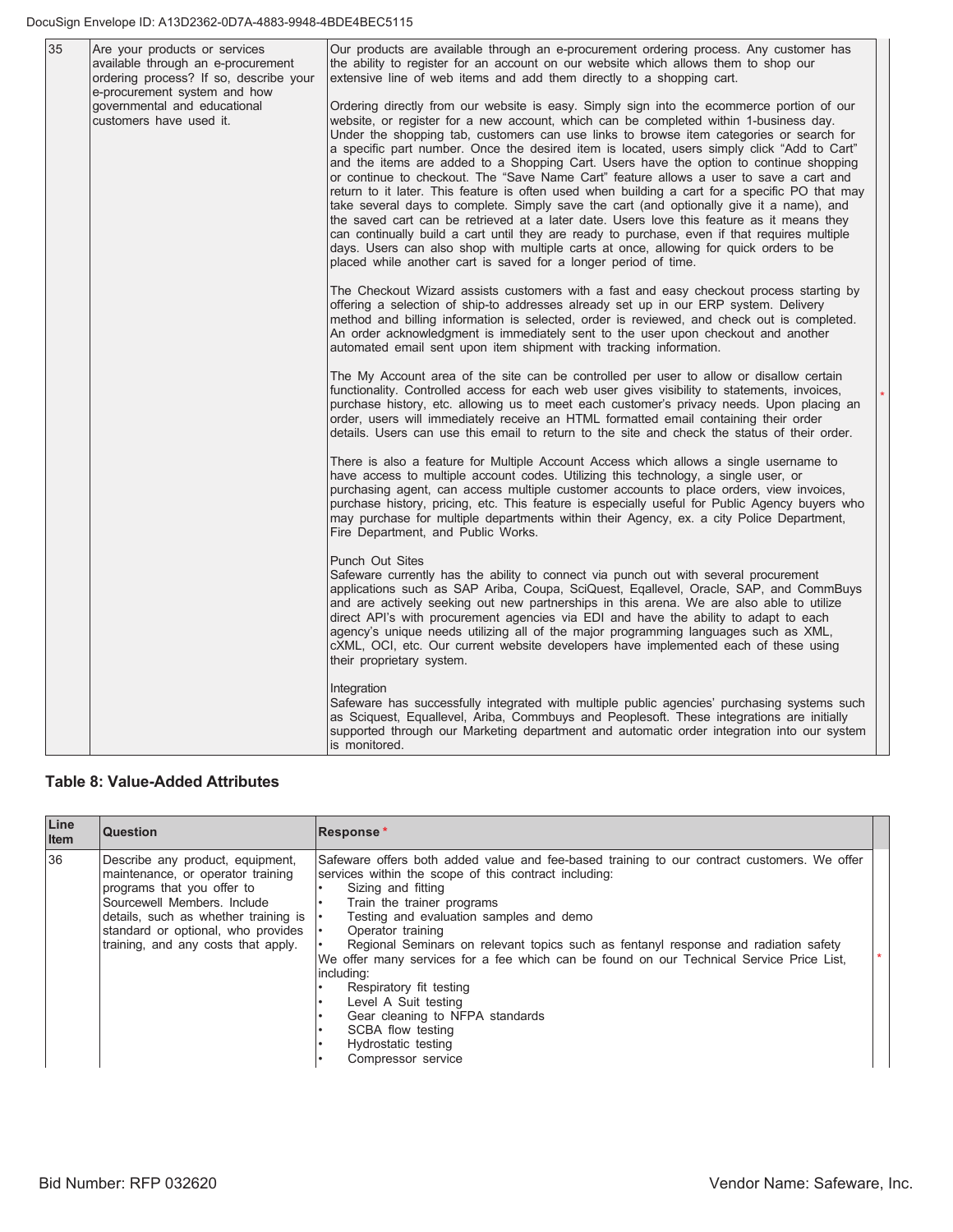| 35 | Are your products or services available through an e-procurement ordering process? If so, describe your e-procurement system and how governmental and educational customers have used it. | Our products are available through an e-procurement ordering process. Any customer has the ability to register for an account on our website which allows them to shop our extensive line of web items and add them directly to a shopping cart.<br><br>Ordering directly from our website is easy. Simply sign into the ecommerce portion of our website, or register for a new account, which can be completed within 1-business day. Under the shopping tab, customers can use links to browse item categories or search for a specific part number. Once the desired item is located, users simply click "Add to Cart" and the items are added to a Shopping Cart. Users have the option to continue shopping or continue to checkout. The "Save Name Cart" feature allows a user to save a cart and return to it later. This feature is often used when building a cart for a specific PO that may take several days to complete. Simply save the cart (and optionally give it a name), and the saved cart can be retrieved at a later date. Users love this feature as it means they can continually build a cart until they are ready to purchase, even if that requires multiple days. Users can also shop with multiple carts at once, allowing for quick orders to be placed while another cart is saved for a longer period of time.<br><br>The Checkout Wizard assists customers with a fast and easy checkout process starting by offering a selection of ship-to addresses already set up in our ERP system. Delivery method and billing information is selected, order is reviewed, and check out is completed. An order acknowledgment is immediately sent to the user upon checkout and another automated email sent upon item shipment with tracking information.<br><br>The My Account area of the site can be controlled per user to allow or disallow certain functionality. Controlled access for each web user gives visibility to statements, invoices, purchase history, etc. allowing us to meet each customer's privacy needs. Upon placing an order, users will immediately receive an HTML formatted email containing their order details. Users can use this email to return to the site and check the status of their order.<br><br>There is also a feature for Multiple Account Access which allows a single username to have access to multiple account codes. Utilizing this technology, a single user, or purchasing agent, can access multiple customer accounts to place orders, view invoices, purchase history, pricing, etc. This feature is especially useful for Public Agency buyers who may purchase for multiple departments within their Agency, ex. a city Police Department, Fire Department, and Public Works.<br><br>Punch Out Sites<br>Safeware currently has the ability to connect via punch out with several procurement applications such as SAP Ariba, Coupa, SciQuest, Eqallevel, Oracle, SAP, and CommBuys and are actively seeking out new partnerships in this arena. We are also able to utilize direct API's with procurement agencies via EDI and have the ability to adapt to each agency's unique needs utilizing all of the major programming languages such as XML, cXML, OCI, etc. Our current website developers have implemented each of these using their proprietary system.<br><br>Integration<br>Safeware has successfully integrated with multiple public agencies' purchasing systems such as Sciquest, Equallevel, Ariba, Commbuys and Peoplesoft. These integrations are initially supported through our Marketing department and automatic order integration into our system is monitored. | * |

## Table 8: Value-Added Attributes

| Line Item | Question | Response* | |
|---|---|---|---|
| 36 | Describe any product, equipment, maintenance, or operator training programs that you offer to Sourcewell Members. Include details, such as whether training is standard or optional, who provides training, and any costs that apply. | Safeware offers both added value and fee-based training to our contract customers. We offer services within the scope of this contract including:<br>• Sizing and fitting<br>• Train the trainer programs<br>• Testing and evaluation samples and demo<br>• Operator training<br>• Regional Seminars on relevant topics such as fentanyl response and radiation safety<br>We offer many services for a fee which can be found on our Technical Service Price List, including:<br>• Respiratory fit testing<br>• Level A Suit testing<br>• Gear cleaning to NFPA standards<br>• SCBA flow testing<br>• Hydrostatic testing<br>• Compressor service | * |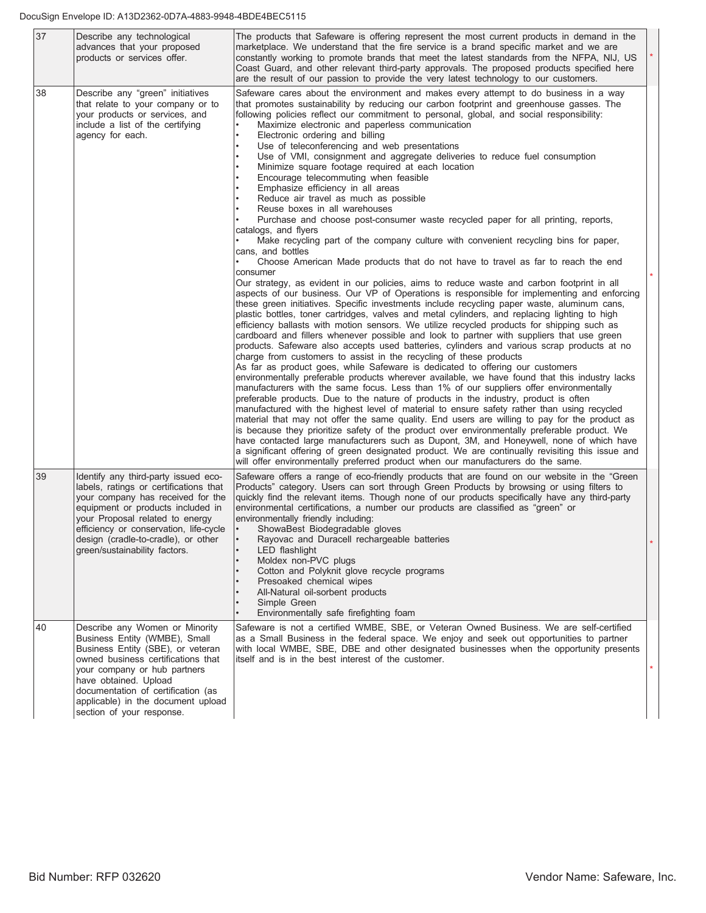| | | | |
|---|---|---|---|
| 37 | Describe any technological advances that your proposed products or services offer. | The products that Safeware is offering represent the most current products in demand in the marketplace. We understand that the fire service is a brand specific market and we are constantly working to promote brands that meet the latest standards from the NFPA, NIJ, US Coast Guard, and other relevant third-party approvals. The proposed products specified here are the result of our passion to provide the very latest technology to our customers. | * |
| 38 | Describe any "green" initiatives that relate to your company or to your products or services, and include a list of the certifying agency for each. | Safeware cares about the environment and makes every attempt to do business in a way that promotes sustainability by reducing our carbon footprint and greenhouse gasses. The following policies reflect our commitment to personal, global, and social responsibility:<br>• Maximize electronic and paperless communication<br>• Electronic ordering and billing<br>• Use of teleconferencing and web presentations<br>• Use of VMI, consignment and aggregate deliveries to reduce fuel consumption<br>• Minimize square footage required at each location<br>• Encourage telecommuting when feasible<br>• Emphasize efficiency in all areas<br>• Reduce air travel as much as possible<br>• Reuse boxes in all warehouses<br>• Purchase and choose post-consumer waste recycled paper for all printing, reports, catalogs, and flyers<br>• Make recycling part of the company culture with convenient recycling bins for paper, cans, and bottles<br>• Choose American Made products that do not have to travel as far to reach the end consumer<br>Our strategy, as evident in our policies, aims to reduce waste and carbon footprint in all aspects of our business. Our VP of Operations is responsible for implementing and enforcing these green initiatives. Specific investments include recycling paper waste, aluminum cans, plastic bottles, toner cartridges, valves and metal cylinders, and replacing lighting to high efficiency ballasts with motion sensors. We utilize recycled products for shipping such as cardboard and fillers whenever possible and look to partner with suppliers that use green products. Safeware also accepts used batteries, cylinders and various scrap products at no charge from customers to assist in the recycling of these products<br>As far as product goes, while Safeware is dedicated to offering our customers environmentally preferable products wherever available, we have found that this industry lacks manufacturers with the same focus. Less than 1% of our suppliers offer environmentally preferable products. Due to the nature of products in the industry, product is often manufactured with the highest level of material to ensure safety rather than using recycled material that may not offer the same quality. End users are willing to pay for the product as is because they prioritize safety of the product over environmentally preferable product. We have contacted large manufacturers such as Dupont, 3M, and Honeywell, none of which have a significant offering of green designated product. We are continually revisiting this issue and will offer environmentally preferred product when our manufacturers do the same. | * |
| 39 | Identify any third-party issued eco-labels, ratings or certifications that your company has received for the equipment or products included in your Proposal related to energy efficiency or conservation, life-cycle design (cradle-to-cradle), or other green/sustainability factors. | Safeware offers a range of eco-friendly products that are found on our website in the "Green Products" category. Users can sort through Green Products by browsing or using filters to quickly find the relevant items. Though none of our products specifically have any third-party environmental certifications, a number our products are classified as "green" or environmentally friendly including:<br>• ShowaBest Biodegradable gloves<br>• Rayovac and Duracell rechargeable batteries<br>• LED flashlight<br>• Moldex non-PVC plugs<br>• Cotton and Polyknit glove recycle programs<br>• Presoaked chemical wipes<br>• All-Natural oil-sorbent products<br>• Simple Green<br>• Environmentally safe firefighting foam | * |
| 40 | Describe any Women or Minority Business Entity (WMBE), Small Business Entity (SBE), or veteran owned business certifications that your company or hub partners have obtained. Upload documentation of certification (as applicable) in the document upload section of your response. | Safeware is not a certified WMBE, SBE, or Veteran Owned Business. We are self-certified as a Small Business in the federal space. We enjoy and seek out opportunities to partner with local WMBE, SBE, DBE and other designated businesses when the opportunity presents itself and is in the best interest of the customer. | * |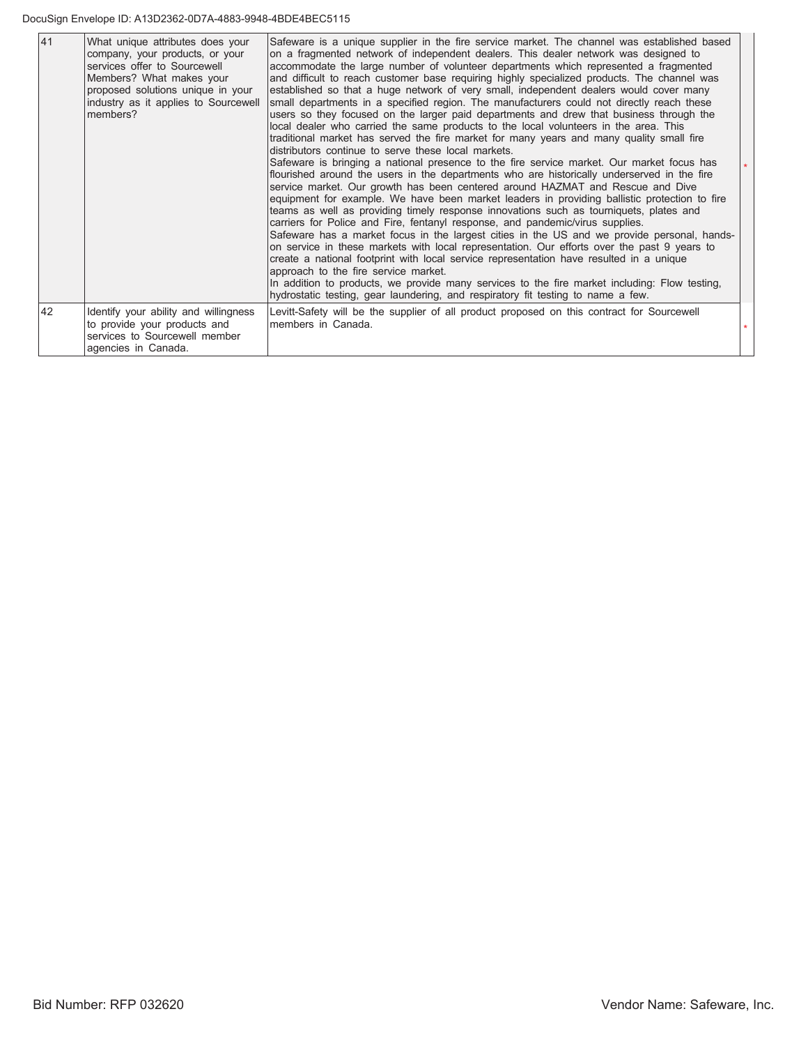| 41 | What unique attributes does your company, your products, or your services offer to Sourcewell Members? What makes your proposed solutions unique in your industry as it applies to Sourcewell members? | Safeware is a unique supplier in the fire service market. The channel was established based on a fragmented network of independent dealers. This dealer network was designed to accommodate the large number of volunteer departments which represented a fragmented and difficult to reach customer base requiring highly specialized products. The channel was established so that a huge network of very small, independent dealers would cover many small departments in a specified region. The manufacturers could not directly reach these users so they focused on the larger paid departments and drew that business through the local dealer who carried the same products to the local volunteers in the area. This traditional market has served the fire market for many years and many quality small fire distributors continue to serve these local markets.<br>Safeware is bringing a national presence to the fire service market. Our market focus has flourished around the users in the departments who are historically underserved in the fire service market. Our growth has been centered around HAZMAT and Rescue and Dive equipment for example. We have been market leaders in providing ballistic protection to fire teams as well as providing timely response innovations such as tourniquets, plates and carriers for Police and Fire, fentanyl response, and pandemic/virus supplies.<br>Safeware has a market focus in the largest cities in the US and we provide personal, hands-on service in these markets with local representation. Our efforts over the past 9 years to create a national footprint with local service representation have resulted in a unique approach to the fire service market.<br>In addition to products, we provide many services to the fire market including: Flow testing, hydrostatic testing, gear laundering, and respiratory fit testing to name a few. | * |
|---|---|---|---|
| 42 | Identify your ability and willingness to provide your products and services to Sourcewell member agencies in Canada. | Levitt-Safety will be the supplier of all product proposed on this contract for Sourcewell members in Canada. | * |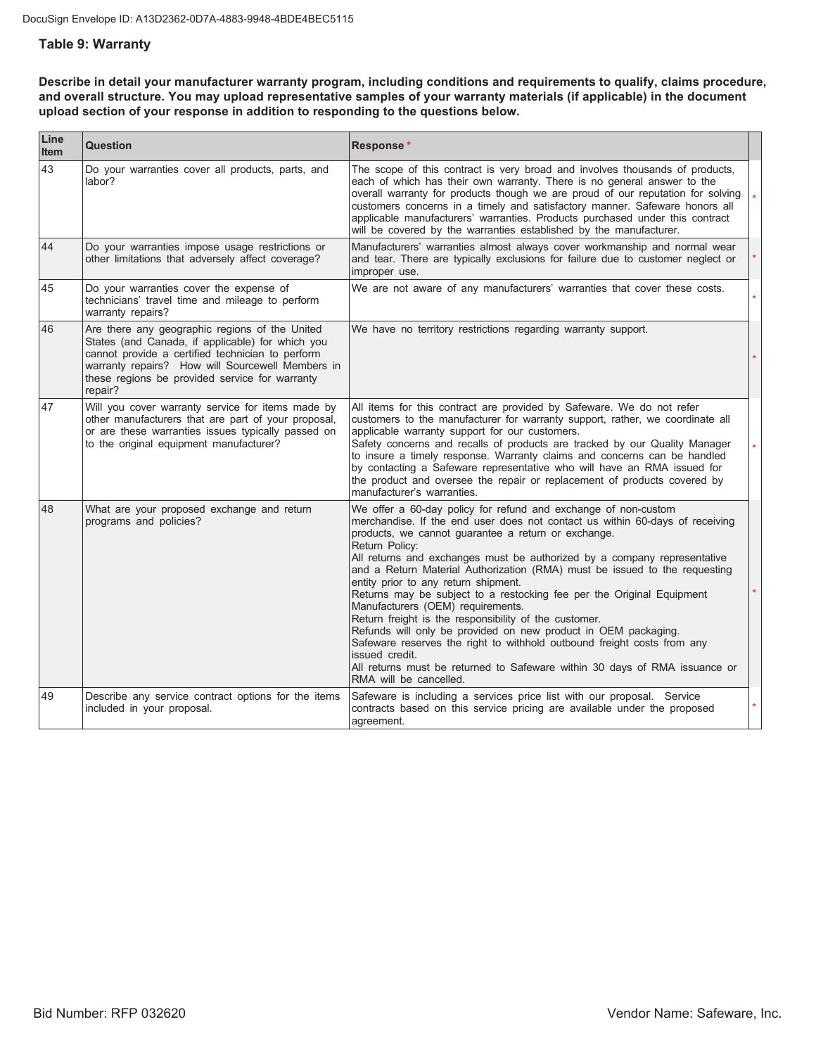### Table 9: Warranty

**Describe in detail your manufacturer warranty program, including conditions and requirements to qualify, claims procedure, and overall structure. You may upload representative samples of your warranty materials (if applicable) in the document upload section of your response in addition to responding to the questions below.**

| Line Item | Question | Response * |
|---|---|---|
| 43 | Do your warranties cover all products, parts, and labor? | The scope of this contract is very broad and involves thousands of products, each of which has their own warranty. There is no general answer to the overall warranty for products though we are proud of our reputation for solving customers concerns in a timely and satisfactory manner. Safeware honors all applicable manufacturers' warranties. Products purchased under this contract will be covered by the warranties established by the manufacturer. |
| 44 | Do your warranties impose usage restrictions or other limitations that adversely affect coverage? | Manufacturers' warranties almost always cover workmanship and normal wear and tear. There are typically exclusions for failure due to customer neglect or improper use. |
| 45 | Do your warranties cover the expense of technicians' travel time and mileage to perform warranty repairs? | We are not aware of any manufacturers' warranties that cover these costs. |
| 46 | Are there any geographic regions of the United States (and Canada, if applicable) for which you cannot provide a certified technician to perform warranty repairs? How will Sourcewell Members in these regions be provided service for warranty repair? | We have no territory restrictions regarding warranty support. |
| 47 | Will you cover warranty service for items made by other manufacturers that are part of your proposal, or are these warranties issues typically passed on to the original equipment manufacturer? | All items for this contract are provided by Safeware. We do not refer customers to the manufacturer for warranty support, rather, we coordinate all applicable warranty support for our customers.<br>Safety concerns and recalls of products are tracked by our Quality Manager to insure a timely response. Warranty claims and concerns can be handled by contacting a Safeware representative who will have an RMA issued for the product and oversee the repair or replacement of products covered by manufacturer's warranties. |
| 48 | What are your proposed exchange and return programs and policies? | We offer a 60-day policy for refund and exchange of non-custom merchandise. If the end user does not contact us within 60-days of receiving products, we cannot guarantee a return or exchange.<br>Return Policy:<br>All returns and exchanges must be authorized by a company representative and a Return Material Authorization (RMA) must be issued to the requesting entity prior to any return shipment.<br>Returns may be subject to a restocking fee per the Original Equipment Manufacturers (OEM) requirements.<br>Return freight is the responsibility of the customer.<br>Refunds will only be provided on new product in OEM packaging.<br>Safeware reserves the right to withhold outbound freight costs from any issued credit.<br>All returns must be returned to Safeware within 30 days of RMA issuance or RMA will be cancelled. |
| 49 | Describe any service contract options for the items included in your proposal. | Safeware is including a services price list with our proposal. Service contracts based on this service pricing are available under the proposed agreement. |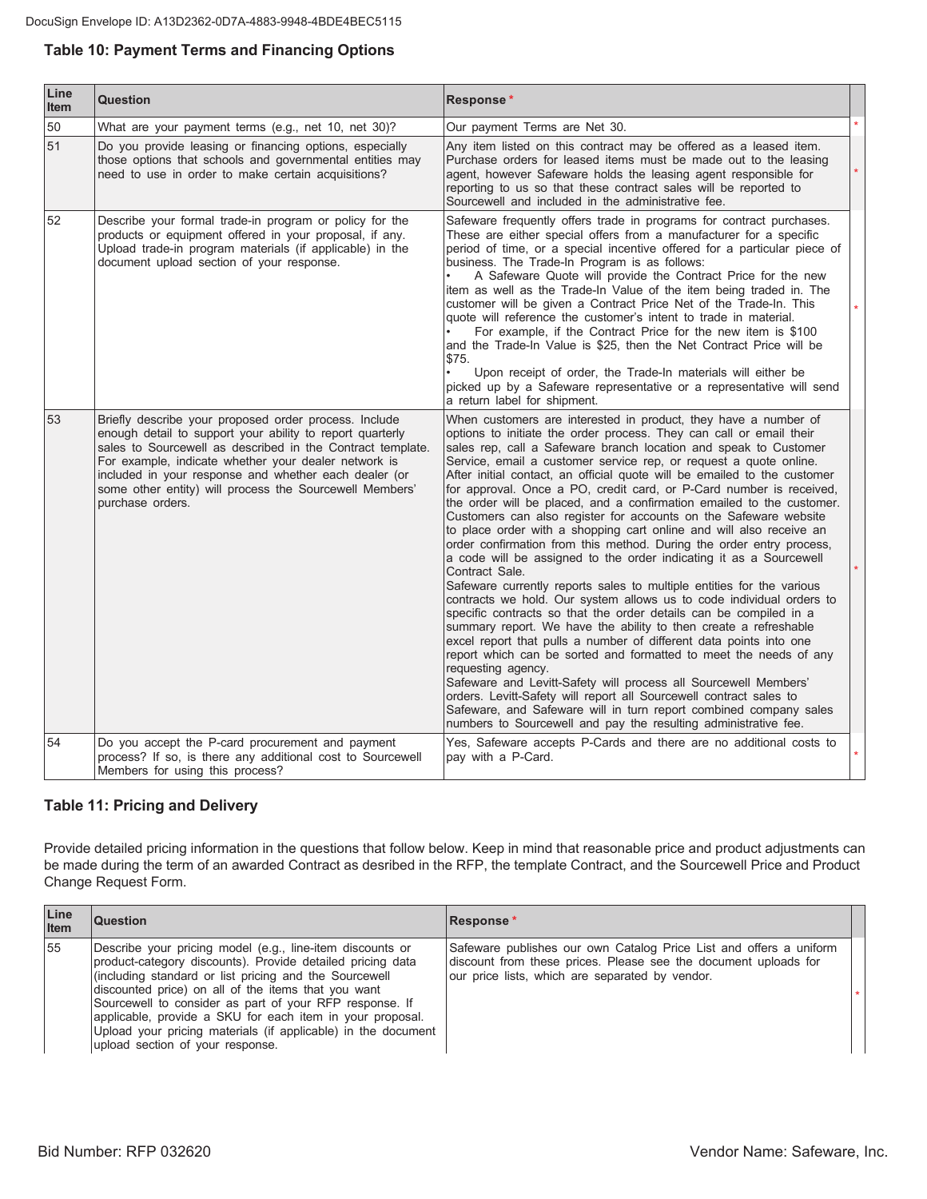## Table 10: Payment Terms and Financing Options

| Line Item | Question | Response * |
|---|---|---|
| 50 | What are your payment terms (e.g., net 10, net 30)? | Our payment Terms are Net 30. |
| 51 | Do you provide leasing or financing options, especially those options that schools and governmental entities may need to use in order to make certain acquisitions? | Any item listed on this contract may be offered as a leased item. Purchase orders for leased items must be made out to the leasing agent, however Safeware holds the leasing agent responsible for reporting to us so that these contract sales will be reported to Sourcewell and included in the administrative fee. |
| 52 | Describe your formal trade-in program or policy for the products or equipment offered in your proposal, if any. Upload trade-in program materials (if applicable) in the document upload section of your response. | Safeware frequently offers trade in programs for contract purchases. These are either special offers from a manufacturer for a specific period of time, or a special incentive offered for a particular piece of business. The Trade-In Program is as follows:<br>• A Safeware Quote will provide the Contract Price for the new item as well as the Trade-In Value of the item being traded in. The customer will be given a Contract Price Net of the Trade-In. This quote will reference the customer's intent to trade in material.<br>• For example, if the Contract Price for the new item is $100 and the Trade-In Value is $25, then the Net Contract Price will be $75.<br>• Upon receipt of order, the Trade-In materials will either be picked up by a Safeware representative or a representative will send a return label for shipment. |
| 53 | Briefly describe your proposed order process. Include enough detail to support your ability to report quarterly sales to Sourcewell as described in the Contract template. For example, indicate whether your dealer network is included in your response and whether each dealer (or some other entity) will process the Sourcewell Members' purchase orders. | When customers are interested in product, they have a number of options to initiate the order process. They can call or email their sales rep, call a Safeware branch location and speak to Customer Service, email a customer service rep, or request a quote online. After initial contact, an official quote will be emailed to the customer for approval. Once a PO, credit card, or P-Card number is received, the order will be placed, and a confirmation emailed to the customer. Customers can also register for accounts on the Safeware website to place order with a shopping cart online and will also receive an order confirmation from this method. During the order entry process, a code will be assigned to the order indicating it as a Sourcewell Contract Sale.<br>Safeware currently reports sales to multiple entities for the various contracts we hold. Our system allows us to code individual orders to specific contracts so that the order details can be compiled in a summary report. We have the ability to then create a refreshable excel report that pulls a number of different data points into one report which can be sorted and formatted to meet the needs of any requesting agency.<br>Safeware and Levitt-Safety will process all Sourcewell Members' orders. Levitt-Safety will report all Sourcewell contract sales to Safeware, and Safeware will in turn report combined company sales numbers to Sourcewell and pay the resulting administrative fee. |
| 54 | Do you accept the P-card procurement and payment process? If so, is there any additional cost to Sourcewell Members for using this process? | Yes, Safeware accepts P-Cards and there are no additional costs to pay with a P-Card. |

## Table 11: Pricing and Delivery

Provide detailed pricing information in the questions that follow below. Keep in mind that reasonable price and product adjustments can be made during the term of an awarded Contract as desribed in the RFP, the template Contract, and the Sourcewell Price and Product Change Request Form.

| Line Item | Question | Response * |
|---|---|---|
| 55 | Describe your pricing model (e.g., line-item discounts or product-category discounts). Provide detailed pricing data (including standard or list pricing and the Sourcewell discounted price) on all of the items that you want Sourcewell to consider as part of your RFP response. If applicable, provide a SKU for each item in your proposal. Upload your pricing materials (if applicable) in the document upload section of your response. | Safeware publishes our own Catalog Price List and offers a uniform discount from these prices. Please see the document uploads for our price lists, which are separated by vendor. |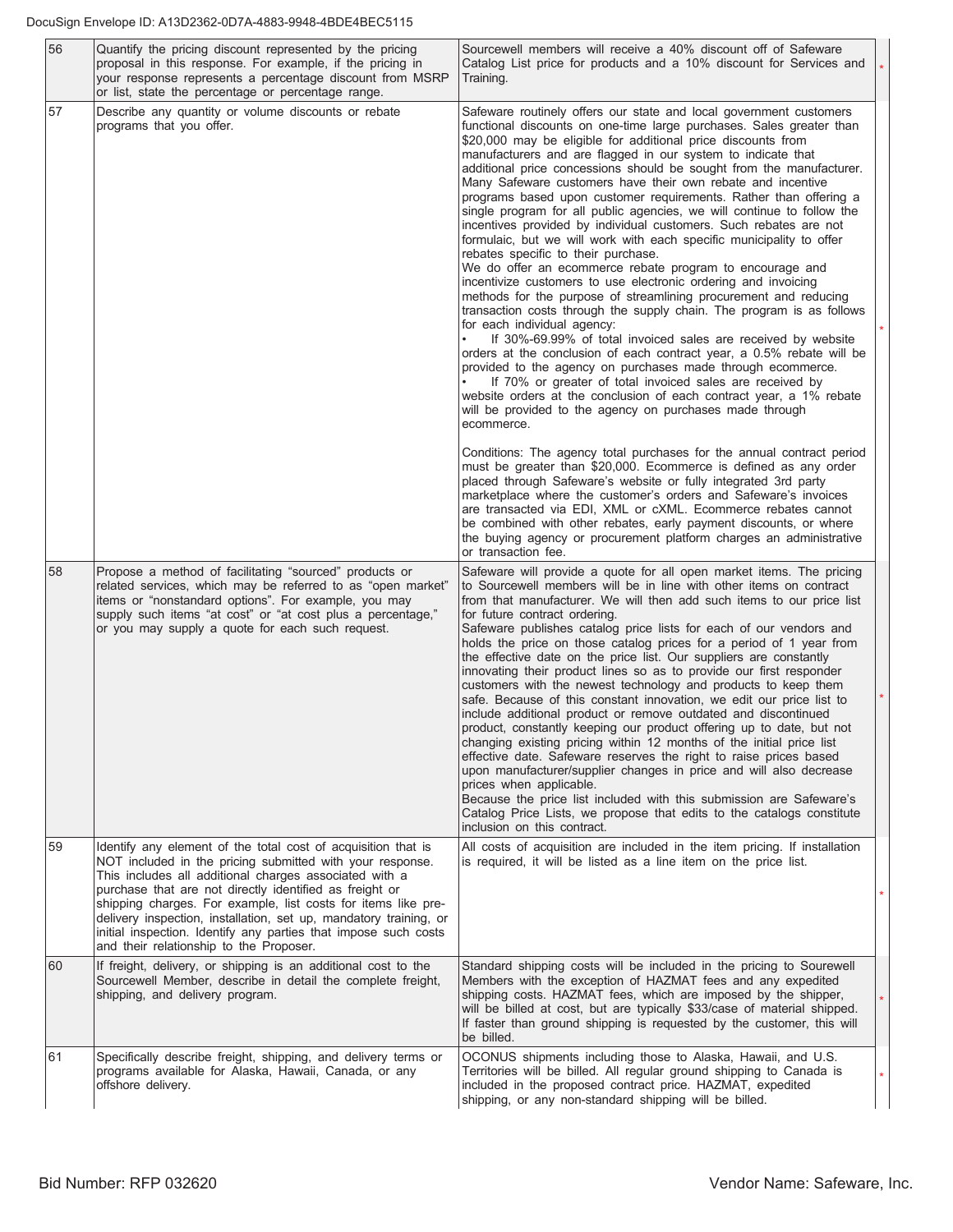| | | | |
|---|---|---|---|
| 56 | Quantify the pricing discount represented by the pricing proposal in this response. For example, if the pricing in your response represents a percentage discount from MSRP or list, state the percentage or percentage range. | Sourcewell members will receive a 40% discount off of Safeware Catalog List price for products and a 10% discount for Services and Training. | * |
| 57 | Describe any quantity or volume discounts or rebate programs that you offer. | Safeware routinely offers our state and local government customers functional discounts on one-time large purchases. Sales greater than $20,000 may be eligible for additional price discounts from manufacturers and are flagged in our system to indicate that additional price concessions should be sought from the manufacturer. Many Safeware customers have their own rebate and incentive programs based upon customer requirements. Rather than offering a single program for all public agencies, we will continue to follow the incentives provided by individual customers. Such rebates are not formulaic, but we will work with each specific municipality to offer rebates specific to their purchase.<br>We do offer an ecommerce rebate program to encourage and incentivize customers to use electronic ordering and invoicing methods for the purpose of streamlining procurement and reducing transaction costs through the supply chain. The program is as follows for each individual agency:<br>• If 30%-69.99% of total invoiced sales are received by website orders at the conclusion of each contract year, a 0.5% rebate will be provided to the agency on purchases made through ecommerce.<br>• If 70% or greater of total invoiced sales are received by website orders at the conclusion of each contract year, a 1% rebate will be provided to the agency on purchases made through ecommerce.<br><br>Conditions: The agency total purchases for the annual contract period must be greater than $20,000. Ecommerce is defined as any order placed through Safeware's website or fully integrated 3rd party marketplace where the customer's orders and Safeware's invoices are transacted via EDI, XML or cXML. Ecommerce rebates cannot be combined with other rebates, early payment discounts, or where the buying agency or procurement platform charges an administrative or transaction fee. | * |
| 58 | Propose a method of facilitating "sourced" products or related services, which may be referred to as "open market" items or "nonstandard options". For example, you may supply such items "at cost" or "at cost plus a percentage," or you may supply a quote for each such request. | Safeware will provide a quote for all open market items. The pricing to Sourcewell members will be in line with other items on contract from that manufacturer. We will then add such items to our price list for future contract ordering.<br>Safeware publishes catalog price lists for each of our vendors and holds the price on those catalog prices for a period of 1 year from the effective date on the price list. Our suppliers are constantly innovating their product lines so as to provide our first responder customers with the newest technology and products to keep them safe. Because of this constant innovation, we edit our price list to include additional product or remove outdated and discontinued product, constantly keeping our product offering up to date, but not changing existing pricing within 12 months of the initial price list effective date. Safeware reserves the right to raise prices based upon manufacturer/supplier changes in price and will also decrease prices when applicable.<br>Because the price list included with this submission are Safeware's Catalog Price Lists, we propose that edits to the catalogs constitute inclusion on this contract. | * |
| 59 | Identify any element of the total cost of acquisition that is NOT included in the pricing submitted with your response. This includes all additional charges associated with a purchase that are not directly identified as freight or shipping charges. For example, list costs for items like pre-delivery inspection, installation, set up, mandatory training, or initial inspection. Identify any parties that impose such costs and their relationship to the Proposer. | All costs of acquisition are included in the item pricing. If installation is required, it will be listed as a line item on the price list. | * |
| 60 | If freight, delivery, or shipping is an additional cost to the Sourcewell Member, describe in detail the complete freight, shipping, and delivery program. | Standard shipping costs will be included in the pricing to Sourewell Members with the exception of HAZMAT fees and any expedited shipping costs. HAZMAT fees, which are imposed by the shipper, will be billed at cost, but are typically $33/case of material shipped. If faster than ground shipping is requested by the customer, this will be billed. | * |
| 61 | Specifically describe freight, shipping, and delivery terms or programs available for Alaska, Hawaii, Canada, or any offshore delivery. | OCONUS shipments including those to Alaska, Hawaii, and U.S. Territories will be billed. All regular ground shipping to Canada is included in the proposed contract price. HAZMAT, expedited shipping, or any non-standard shipping will be billed. | * |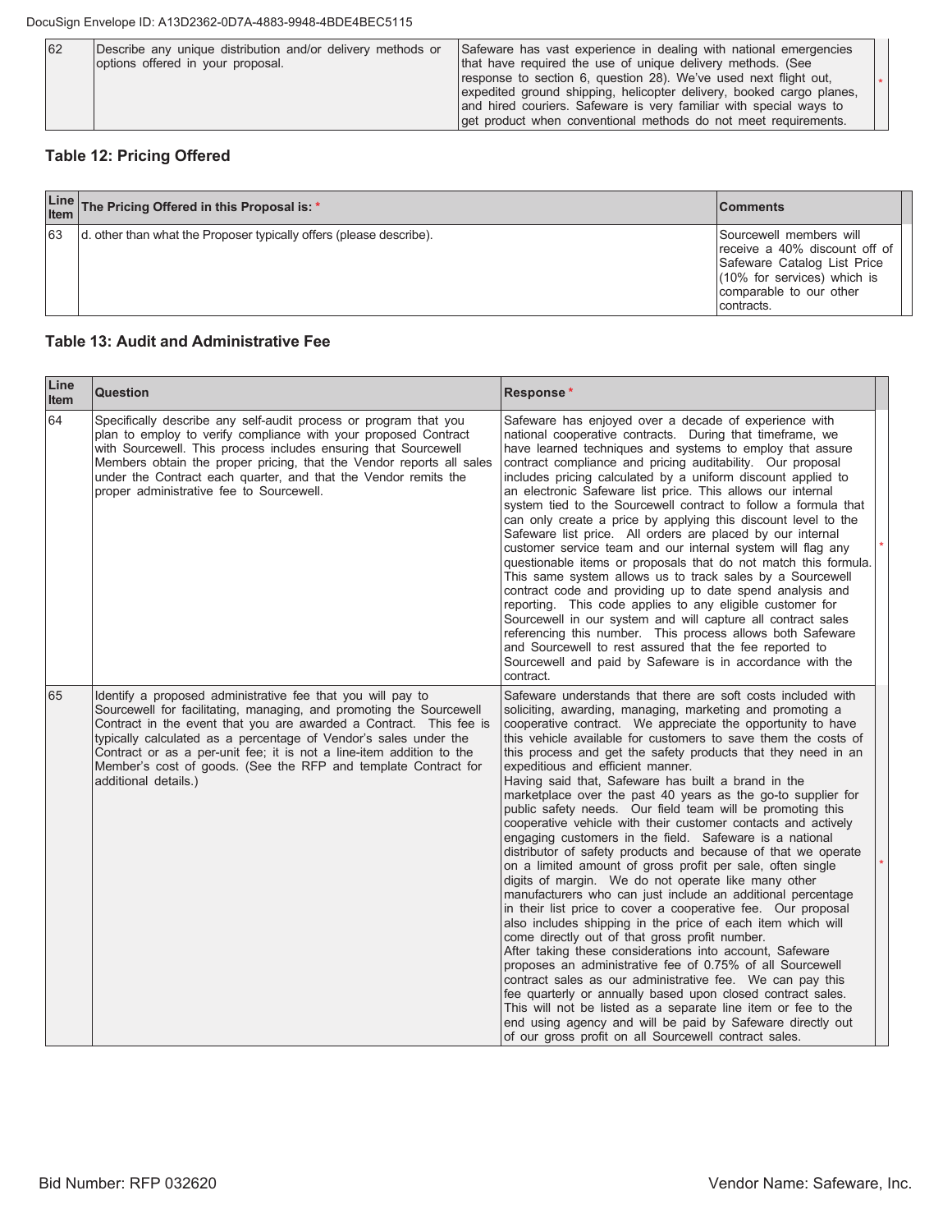| 62 | Describe any unique distribution and/or delivery methods or options offered in your proposal. | Safeware has vast experience in dealing with national emergencies that have required the use of unique delivery methods. (See response to section 6, question 28). We've used next flight out, expedited ground shipping, helicopter delivery, booked cargo planes, and hired couriers. Safeware is very familiar with special ways to get product when conventional methods do not meet requirements. | * |
|---|---|---|---|

## Table 12: Pricing Offered

| Line Item | The Pricing Offered in this Proposal is: * | Comments |
|---|---|---|
| 63 | d. other than what the Proposer typically offers (please describe). | Sourcewell members will receive a 40% discount off of Safeware Catalog List Price (10% for services) which is comparable to our other contracts. |

## Table 13: Audit and Administrative Fee

| Line Item | Question | Response * | |
|---|---|---|---|
| 64 | Specifically describe any self-audit process or program that you plan to employ to verify compliance with your proposed Contract with Sourcewell. This process includes ensuring that Sourcewell Members obtain the proper pricing, that the Vendor reports all sales under the Contract each quarter, and that the Vendor remits the proper administrative fee to Sourcewell. | Safeware has enjoyed over a decade of experience with national cooperative contracts. During that timeframe, we have learned techniques and systems to employ that assure contract compliance and pricing auditability. Our proposal includes pricing calculated by a uniform discount applied to an electronic Safeware list price. This allows our internal system tied to the Sourcewell contract to follow a formula that can only create a price by applying this discount level to the Safeware list price. All orders are placed by our internal customer service team and our internal system will flag any questionable items or proposals that do not match this formula. This same system allows us to track sales by a Sourcewell contract code and providing up to date spend analysis and reporting. This code applies to any eligible customer for Sourcewell in our system and will capture all contract sales referencing this number. This process allows both Safeware and Sourcewell to rest assured that the fee reported to Sourcewell and paid by Safeware is in accordance with the contract. | * |
| 65 | Identify a proposed administrative fee that you will pay to Sourcewell for facilitating, managing, and promoting the Sourcewell Contract in the event that you are awarded a Contract. This fee is typically calculated as a percentage of Vendor's sales under the Contract or as a per-unit fee; it is not a line-item addition to the Member's cost of goods. (See the RFP and template Contract for additional details.) | Safeware understands that there are soft costs included with soliciting, awarding, managing, marketing and promoting a cooperative contract. We appreciate the opportunity to have this vehicle available for customers to save them the costs of this process and get the safety products that they need in an expeditious and efficient manner.<br>Having said that, Safeware has built a brand in the marketplace over the past 40 years as the go-to supplier for public safety needs. Our field team will be promoting this cooperative vehicle with their customer contacts and actively engaging customers in the field. Safeware is a national distributor of safety products and because of that we operate on a limited amount of gross profit per sale, often single digits of margin. We do not operate like many other manufacturers who can just include an additional percentage in their list price to cover a cooperative fee. Our proposal also includes shipping in the price of each item which will come directly out of that gross profit number.<br>After taking these considerations into account, Safeware proposes an administrative fee of 0.75% of all Sourcewell contract sales as our administrative fee. We can pay this fee quarterly or annually based upon closed contract sales. This will not be listed as a separate line item or fee to the end using agency and will be paid by Safeware directly out of our gross profit on all Sourcewell contract sales. | * |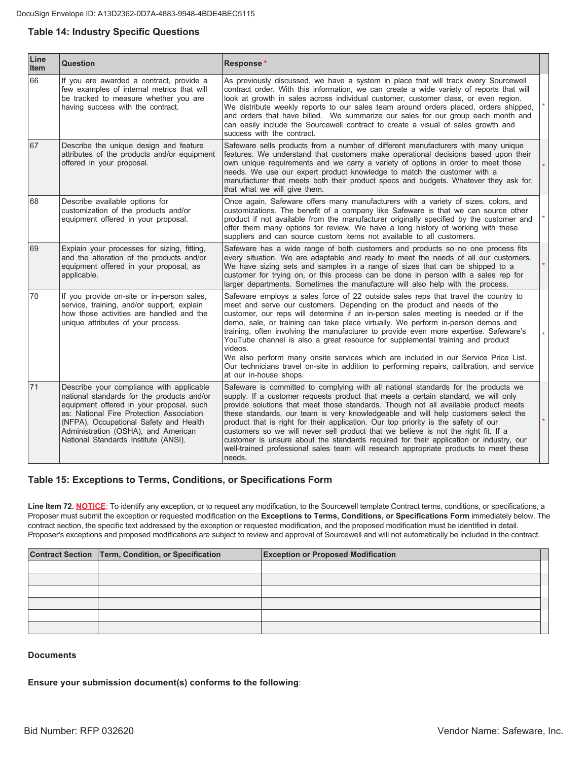### Table 14: Industry Specific Questions

| Line Item | Question | Response * |
|---|---|---|
| 66 | If you are awarded a contract, provide a few examples of internal metrics that will be tracked to measure whether you are having success with the contract. | As previously discussed, we have a system in place that will track every Sourcewell contract order. With this information, we can create a wide variety of reports that will look at growth in sales across individual customer, customer class, or even region. We distribute weekly reports to our sales team around orders placed, orders shipped, and orders that have billed. We summarize our sales for our group each month and can easily include the Sourcewell contract to create a visual of sales growth and success with the contract. |
| 67 | Describe the unique design and feature attributes of the products and/or equipment offered in your proposal. | Safeware sells products from a number of different manufacturers with many unique features. We understand that customers make operational decisions based upon their own unique requirements and we carry a variety of options in order to meet those needs. We use our expert product knowledge to match the customer with a manufacturer that meets both their product specs and budgets. Whatever they ask for, that what we will give them. |
| 68 | Describe available options for customization of the products and/or equipment offered in your proposal. | Once again, Safeware offers many manufacturers with a variety of sizes, colors, and customizations. The benefit of a company like Safeware is that we can source other product if not available from the manufacturer originally specified by the customer and offer them many options for review. We have a long history of working with these suppliers and can source custom items not available to all customers. |
| 69 | Explain your processes for sizing, fitting, and the alteration of the products and/or equipment offered in your proposal, as applicable. | Safeware has a wide range of both customers and products so no one process fits every situation. We are adaptable and ready to meet the needs of all our customers. We have sizing sets and samples in a range of sizes that can be shipped to a customer for trying on, or this process can be done in person with a sales rep for larger departments. Sometimes the manufacture will also help with the process. |
| 70 | If you provide on-site or in-person sales, service, training, and/or support, explain how those activities are handled and the unique attributes of your process. | Safeware employs a sales force of 22 outside sales reps that travel the country to meet and serve our customers. Depending on the product and needs of the customer, our reps will determine if an in-person sales meeting is needed or if the demo, sale, or training can take place virtually. We perform in-person demos and training, often involving the manufacturer to provide even more expertise. Safeware's YouTube channel is also a great resource for supplemental training and product videos.<br>We also perform many onsite services which are included in our Service Price List. Our technicians travel on-site in addition to performing repairs, calibration, and service at our in-house shops. |
| 71 | Describe your compliance with applicable national standards for the products and/or equipment offered in your proposal, such as: National Fire Protection Association (NFPA), Occupational Safety and Health Administration (OSHA), and American National Standards Institute (ANSI). | Safeware is committed to complying with all national standards for the products we supply. If a customer requests product that meets a certain standard, we will only provide solutions that meet those standards. Though not all available product meets these standards, our team is very knowledgeable and will help customers select the product that is right for their application. Our top priority is the safety of our customers so we will never sell product that we believe is not the right fit. If a customer is unsure about the standards required for their application or industry, our well-trained professional sales team will research appropriate products to meet these needs. |

### Table 15: Exceptions to Terms, Conditions, or Specifications Form

**Line Item 72. NOTICE**: To identify any exception, or to request any modification, to the Sourcewell template Contract terms, conditions, or specifications, a Proposer must submit the exception or requested modification on the **Exceptions to Terms, Conditions, or Specifications Form** immediately below. The contract section, the specific text addressed by the exception or requested modification, and the proposed modification must be identified in detail. Proposer's exceptions and proposed modifications are subject to review and approval of Sourcewell and will not automatically be included in the contract.

| Contract Section | Term, Condition, or Specification | Exception or Proposed Modification |
|---|---|---|
| | | |
| | | |
| | | |
| | | |
| | | |
| | | |

**Documents**

**Ensure your submission document(s) conforms to the following**: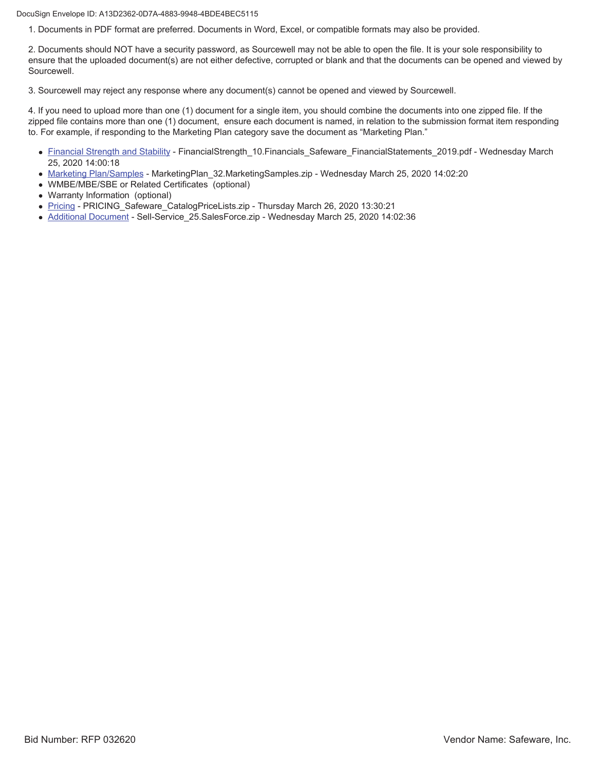1. Documents in PDF format are preferred. Documents in Word, Excel, or compatible formats may also be provided.

2. Documents should NOT have a security password, as Sourcewell may not be able to open the file. It is your sole responsibility to ensure that the uploaded document(s) are not either defective, corrupted or blank and that the documents can be opened and viewed by Sourcewell.

3. Sourcewell may reject any response where any document(s) cannot be opened and viewed by Sourcewell.

4. If you need to upload more than one (1) document for a single item, you should combine the documents into one zipped file. If the zipped file contains more than one (1) document, ensure each document is named, in relation to the submission format item responding to. For example, if responding to the Marketing Plan category save the document as "Marketing Plan."

- Financial Strength and Stability - FinancialStrength_10.Financials_Safeware_FinancialStatements_2019.pdf - Wednesday March 25, 2020 14:00:18
- Marketing Plan/Samples - MarketingPlan_32.MarketingSamples.zip - Wednesday March 25, 2020 14:02:20
- WMBE/MBE/SBE or Related Certificates (optional)
- Warranty Information (optional)
- Pricing - PRICING_Safeware_CatalogPriceLists.zip - Thursday March 26, 2020 13:30:21
- Additional Document - Sell-Service_25.SalesForce.zip - Wednesday March 25, 2020 14:02:36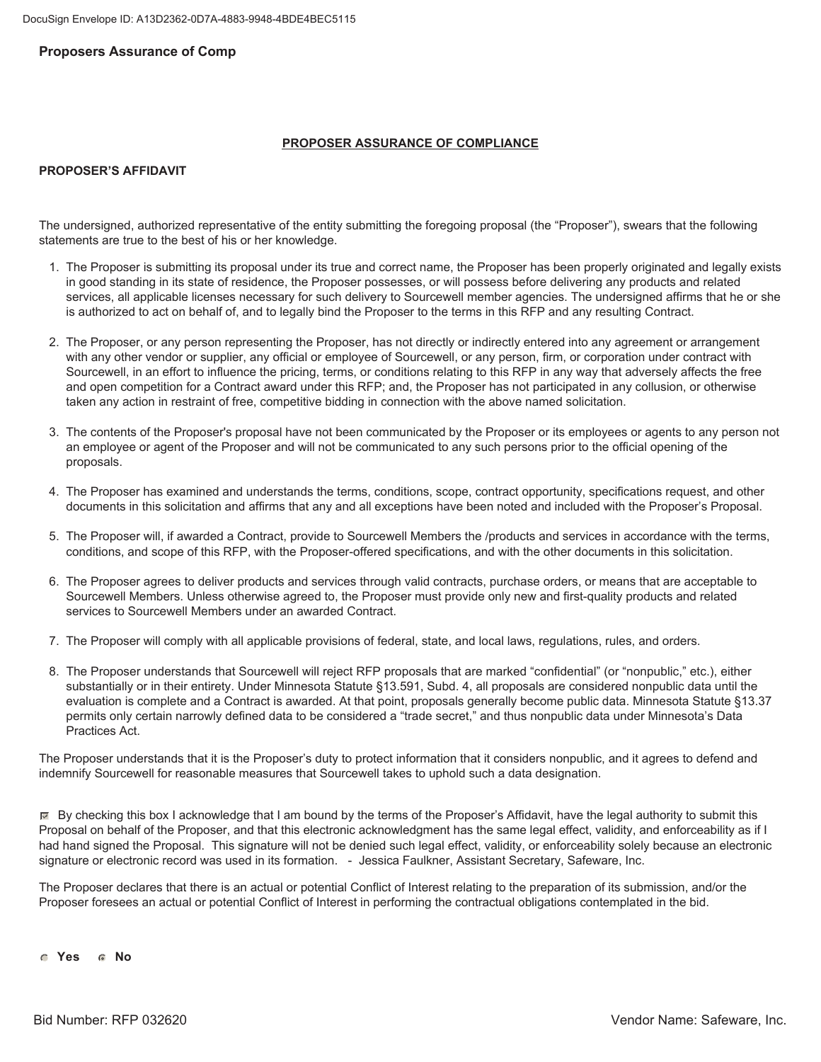**Proposers Assurance of Comp**

## PROPOSER ASSURANCE OF COMPLIANCE

**PROPOSER'S AFFIDAVIT**

The undersigned, authorized representative of the entity submitting the foregoing proposal (the "Proposer"), swears that the following statements are true to the best of his or her knowledge.

1. The Proposer is submitting its proposal under its true and correct name, the Proposer has been properly originated and legally exists in good standing in its state of residence, the Proposer possesses, or will possess before delivering any products and related services, all applicable licenses necessary for such delivery to Sourcewell member agencies. The undersigned affirms that he or she is authorized to act on behalf of, and to legally bind the Proposer to the terms in this RFP and any resulting Contract.

2. The Proposer, or any person representing the Proposer, has not directly or indirectly entered into any agreement or arrangement with any other vendor or supplier, any official or employee of Sourcewell, or any person, firm, or corporation under contract with Sourcewell, in an effort to influence the pricing, terms, or conditions relating to this RFP in any way that adversely affects the free and open competition for a Contract award under this RFP; and, the Proposer has not participated in any collusion, or otherwise taken any action in restraint of free, competitive bidding in connection with the above named solicitation.

3. The contents of the Proposer's proposal have not been communicated by the Proposer or its employees or agents to any person not an employee or agent of the Proposer and will not be communicated to any such persons prior to the official opening of the proposals.

4. The Proposer has examined and understands the terms, conditions, scope, contract opportunity, specifications request, and other documents in this solicitation and affirms that any and all exceptions have been noted and included with the Proposer's Proposal.

5. The Proposer will, if awarded a Contract, provide to Sourcewell Members the /products and services in accordance with the terms, conditions, and scope of this RFP, with the Proposer-offered specifications, and with the other documents in this solicitation.

6. The Proposer agrees to deliver products and services through valid contracts, purchase orders, or means that are acceptable to Sourcewell Members. Unless otherwise agreed to, the Proposer must provide only new and first-quality products and related services to Sourcewell Members under an awarded Contract.

7. The Proposer will comply with all applicable provisions of federal, state, and local laws, regulations, rules, and orders.

8. The Proposer understands that Sourcewell will reject RFP proposals that are marked "confidential" (or "nonpublic," etc.), either substantially or in their entirety. Under Minnesota Statute §13.591, Subd. 4, all proposals are considered nonpublic data until the evaluation is complete and a Contract is awarded. At that point, proposals generally become public data. Minnesota Statute §13.37 permits only certain narrowly defined data to be considered a "trade secret," and thus nonpublic data under Minnesota's Data Practices Act.

The Proposer understands that it is the Proposer's duty to protect information that it considers nonpublic, and it agrees to defend and indemnify Sourcewell for reasonable measures that Sourcewell takes to uphold such a data designation.

☑ By checking this box I acknowledge that I am bound by the terms of the Proposer's Affidavit, have the legal authority to submit this Proposal on behalf of the Proposer, and that this electronic acknowledgment has the same legal effect, validity, and enforceability as if I had hand signed the Proposal. This signature will not be denied such legal effect, validity, or enforceability solely because an electronic signature or electronic record was used in its formation. - Jessica Faulkner, Assistant Secretary, Safeware, Inc.

The Proposer declares that there is an actual or potential Conflict of Interest relating to the preparation of its submission, and/or the Proposer foresees an actual or potential Conflict of Interest in performing the contractual obligations contemplated in the bid.

○ **Yes** ◉ **No**

Bid Number: RFP 032620 Vendor Name: Safeware, Inc.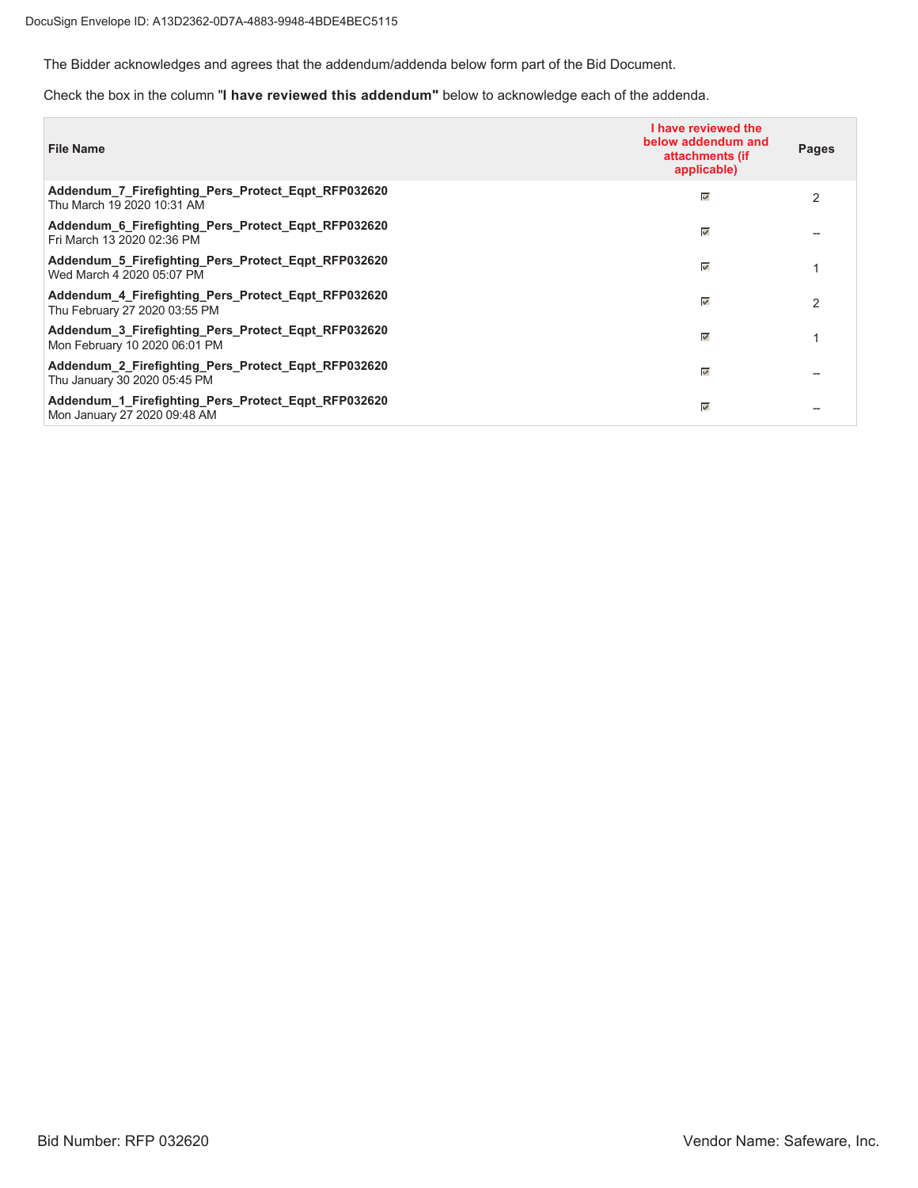The Bidder acknowledges and agrees that the addendum/addenda below form part of the Bid Document.

Check the box in the column "**I have reviewed this addendum**" below to acknowledge each of the addenda.

| File Name | I have reviewed the below addendum and attachments (if applicable) | Pages |
|---|---|---|
| **Addendum_7_Firefighting_Pers_Protect_Eqpt_RFP032620** Thu March 19 2020 10:31 AM | ☑ | 2 |
| **Addendum_6_Firefighting_Pers_Protect_Eqpt_RFP032620** Fri March 13 2020 02:36 PM | ☑ | -- |
| **Addendum_5_Firefighting_Pers_Protect_Eqpt_RFP032620** Wed March 4 2020 05:07 PM | ☑ | 1 |
| **Addendum_4_Firefighting_Pers_Protect_Eqpt_RFP032620** Thu February 27 2020 03:55 PM | ☑ | 2 |
| **Addendum_3_Firefighting_Pers_Protect_Eqpt_RFP032620** Mon February 10 2020 06:01 PM | ☑ | 1 |
| **Addendum_2_Firefighting_Pers_Protect_Eqpt_RFP032620** Thu January 30 2020 05:45 PM | ☑ | -- |
| **Addendum_1_Firefighting_Pers_Protect_Eqpt_RFP032620** Mon January 27 2020 09:48 AM | ☑ | -- |